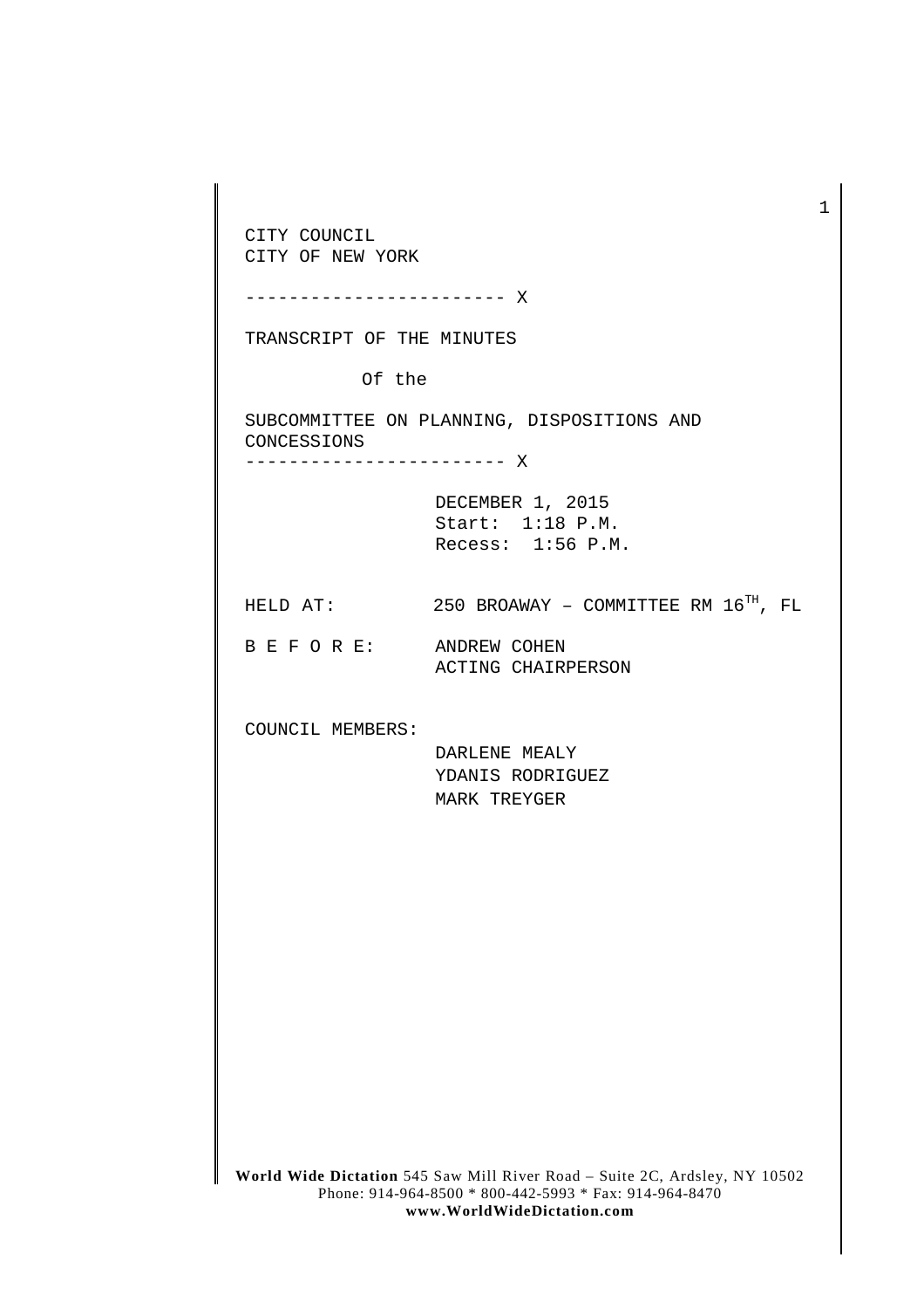CITY COUNCIL
CITY OF NEW YORK

------------------------ X

TRANSCRIPT OF THE MINUTES

Of the

SUBCOMMITTEE ON PLANNING, DISPOSITIONS AND CONCESSIONS

------------------------ X

DECEMBER 1, 2015
Start: 1:18 P.M.
Recess: 1:56 P.M.

HELD AT: 250 BROAWAY – COMMITTEE RM 16TH, FL

B E F O R E: ANDREW COHEN
ACTING CHAIRPERSON

COUNCIL MEMBERS:

DARLENE MEALY
YDANIS RODRIGUEZ
MARK TREYGER

**World Wide Dictation** 545 Saw Mill River Road – Suite 2C, Ardsley, NY 10502
Phone: 914-964-8500 * 800-442-5993 * Fax: 914-964-8470
**www.WorldWideDictation.com**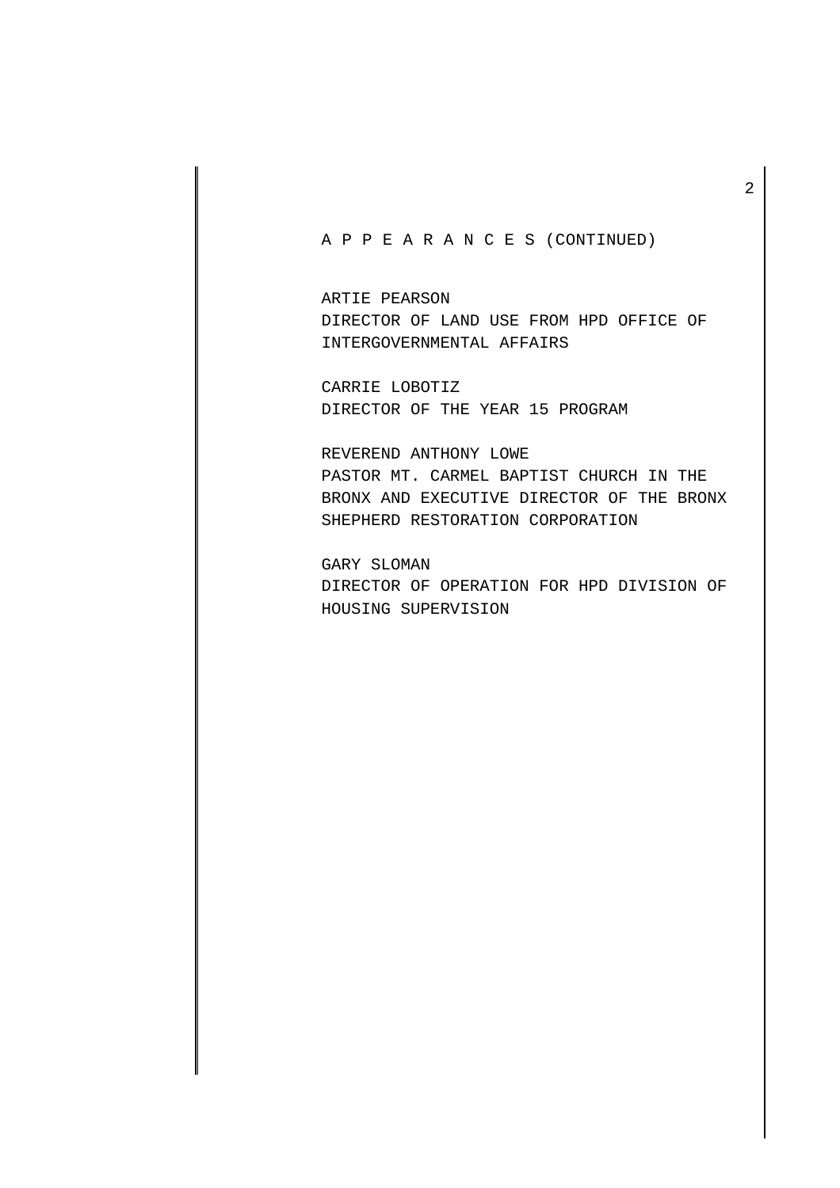A P P E A R A N C E S (CONTINUED)

ARTIE PEARSON
DIRECTOR OF LAND USE FROM HPD OFFICE OF INTERGOVERNMENTAL AFFAIRS

CARRIE LOBOTIZ
DIRECTOR OF THE YEAR 15 PROGRAM

REVEREND ANTHONY LOWE
PASTOR MT. CARMEL BAPTIST CHURCH IN THE BRONX AND EXECUTIVE DIRECTOR OF THE BRONX SHEPHERD RESTORATION CORPORATION

GARY SLOMAN
DIRECTOR OF OPERATION FOR HPD DIVISION OF HOUSING SUPERVISION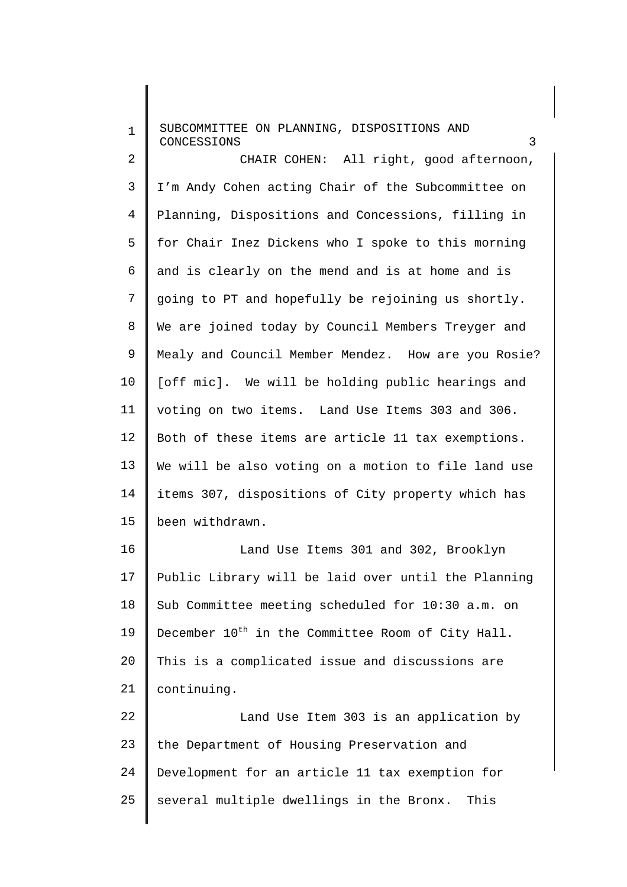CHAIR COHEN: All right, good afternoon, I'm Andy Cohen acting Chair of the Subcommittee on Planning, Dispositions and Concessions, filling in for Chair Inez Dickens who I spoke to this morning and is clearly on the mend and is at home and is going to PT and hopefully be rejoining us shortly. We are joined today by Council Members Treyger and Mealy and Council Member Mendez. How are you Rosie? [off mic]. We will be holding public hearings and voting on two items. Land Use Items 303 and 306. Both of these items are article 11 tax exemptions. We will be also voting on a motion to file land use items 307, dispositions of City property which has been withdrawn.

Land Use Items 301 and 302, Brooklyn Public Library will be laid over until the Planning Sub Committee meeting scheduled for 10:30 a.m. on December 10th in the Committee Room of City Hall. This is a complicated issue and discussions are continuing.

Land Use Item 303 is an application by the Department of Housing Preservation and Development for an article 11 tax exemption for several multiple dwellings in the Bronx. This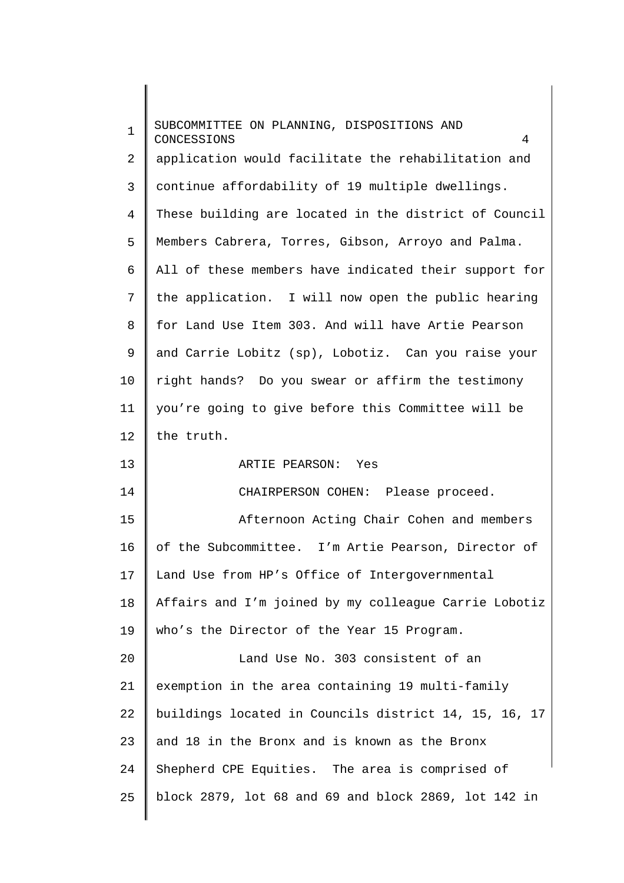application would facilitate the rehabilitation and continue affordability of 19 multiple dwellings. These building are located in the district of Council Members Cabrera, Torres, Gibson, Arroyo and Palma. All of these members have indicated their support for the application. I will now open the public hearing for Land Use Item 303. And will have Artie Pearson and Carrie Lobitz (sp), Lobotiz. Can you raise your right hands? Do you swear or affirm the testimony you're going to give before this Committee will be the truth.

ARTIE PEARSON: Yes

CHAIRPERSON COHEN: Please proceed.

Afternoon Acting Chair Cohen and members of the Subcommittee. I'm Artie Pearson, Director of Land Use from HP's Office of Intergovernmental Affairs and I'm joined by my colleague Carrie Lobotiz who's the Director of the Year 15 Program.

Land Use No. 303 consistent of an exemption in the area containing 19 multi-family buildings located in Councils district 14, 15, 16, 17 and 18 in the Bronx and is known as the Bronx Shepherd CPE Equities. The area is comprised of block 2879, lot 68 and 69 and block 2869, lot 142 in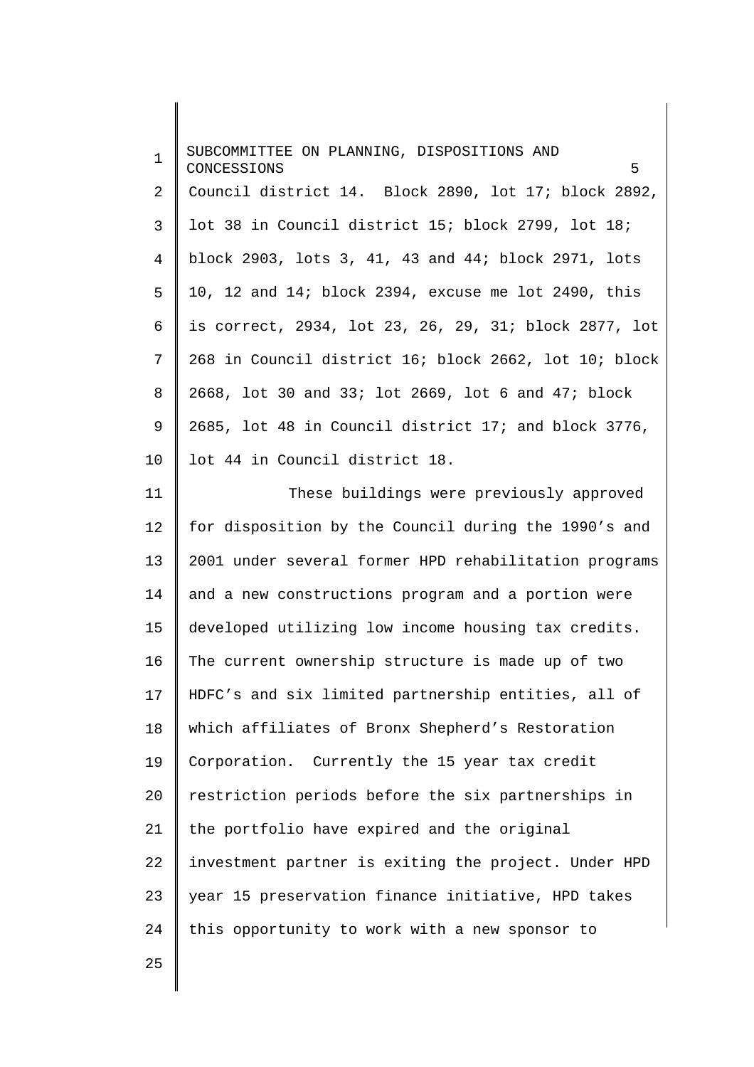Council district 14. Block 2890, lot 17; block 2892, lot 38 in Council district 15; block 2799, lot 18; block 2903, lots 3, 41, 43 and 44; block 2971, lots 10, 12 and 14; block 2394, excuse me lot 2490, this is correct, 2934, lot 23, 26, 29, 31; block 2877, lot 268 in Council district 16; block 2662, lot 10; block 2668, lot 30 and 33; lot 2669, lot 6 and 47; block 2685, lot 48 in Council district 17; and block 3776, lot 44 in Council district 18.

These buildings were previously approved for disposition by the Council during the 1990’s and 2001 under several former HPD rehabilitation programs and a new constructions program and a portion were developed utilizing low income housing tax credits. The current ownership structure is made up of two HDFC’s and six limited partnership entities, all of which affiliates of Bronx Shepherd’s Restoration Corporation. Currently the 15 year tax credit restriction periods before the six partnerships in the portfolio have expired and the original investment partner is exiting the project. Under HPD year 15 preservation finance initiative, HPD takes this opportunity to work with a new sponsor to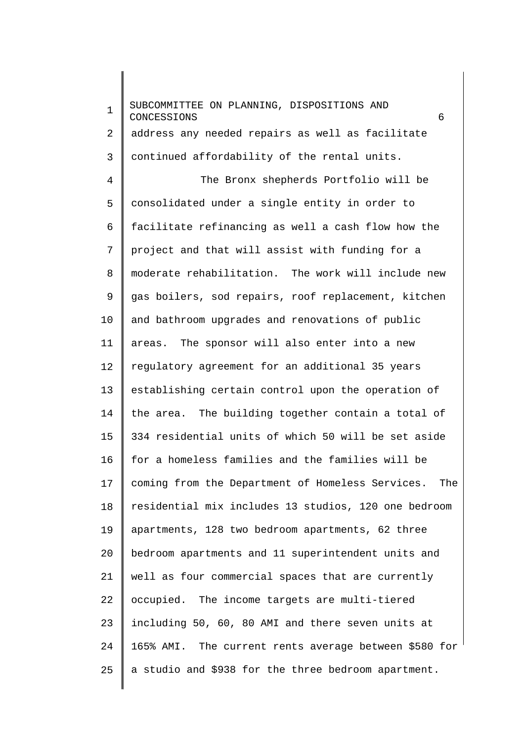address any needed repairs as well as facilitate continued affordability of the rental units.

The Bronx shepherds Portfolio will be consolidated under a single entity in order to facilitate refinancing as well a cash flow how the project and that will assist with funding for a moderate rehabilitation. The work will include new gas boilers, sod repairs, roof replacement, kitchen and bathroom upgrades and renovations of public areas. The sponsor will also enter into a new regulatory agreement for an additional 35 years establishing certain control upon the operation of the area. The building together contain a total of 334 residential units of which 50 will be set aside for a homeless families and the families will be coming from the Department of Homeless Services. The residential mix includes 13 studios, 120 one bedroom apartments, 128 two bedroom apartments, 62 three bedroom apartments and 11 superintendent units and well as four commercial spaces that are currently occupied. The income targets are multi-tiered including 50, 60, 80 AMI and there seven units at 165% AMI. The current rents average between $580 for a studio and $938 for the three bedroom apartment.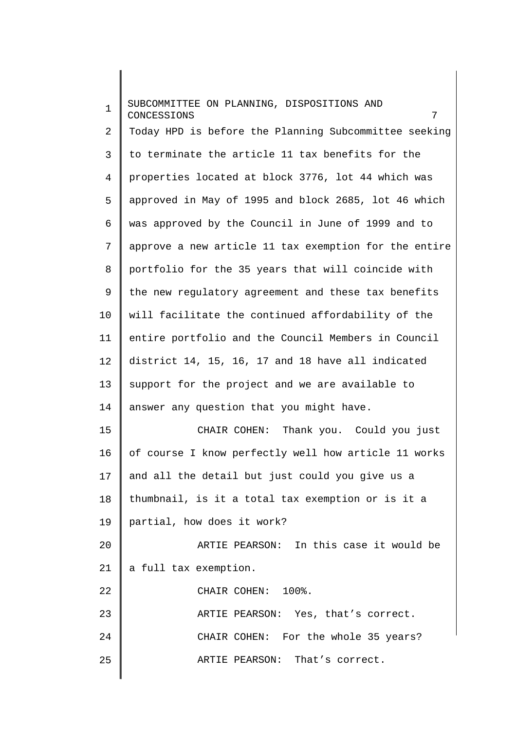Today HPD is before the Planning Subcommittee seeking to terminate the article 11 tax benefits for the properties located at block 3776, lot 44 which was approved in May of 1995 and block 2685, lot 46 which was approved by the Council in June of 1999 and to approve a new article 11 tax exemption for the entire portfolio for the 35 years that will coincide with the new regulatory agreement and these tax benefits will facilitate the continued affordability of the entire portfolio and the Council Members in Council district 14, 15, 16, 17 and 18 have all indicated support for the project and we are available to answer any question that you might have.

CHAIR COHEN: Thank you. Could you just of course I know perfectly well how article 11 works and all the detail but just could you give us a thumbnail, is it a total tax exemption or is it a partial, how does it work?

ARTIE PEARSON: In this case it would be a full tax exemption.

CHAIR COHEN: 100%.

ARTIE PEARSON: Yes, that's correct.

CHAIR COHEN: For the whole 35 years?

ARTIE PEARSON: That's correct.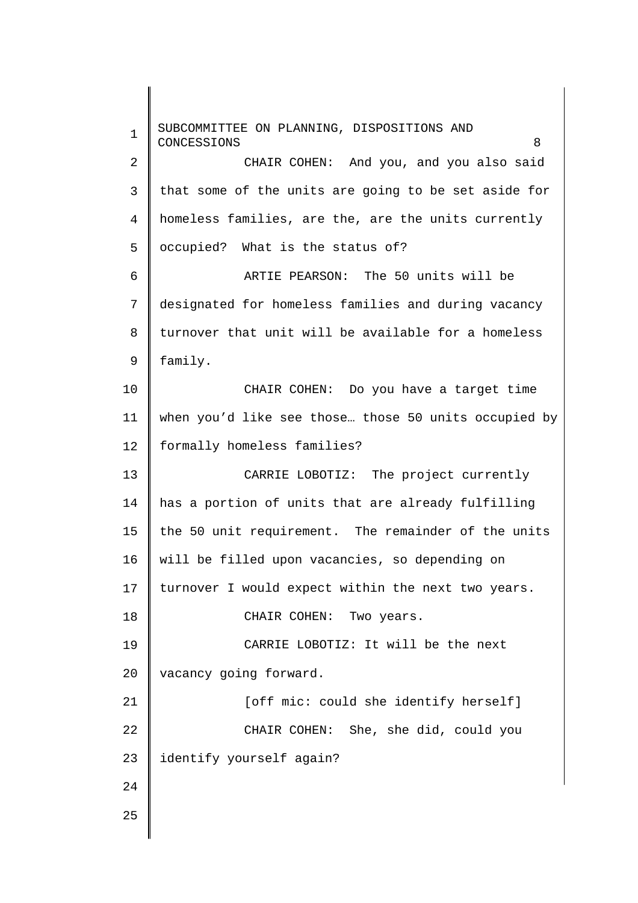CHAIR COHEN: And you, and you also said that some of the units are going to be set aside for homeless families, are the, are the units currently occupied? What is the status of?

ARTIE PEARSON: The 50 units will be designated for homeless families and during vacancy turnover that unit will be available for a homeless family.

CHAIR COHEN: Do you have a target time when you'd like see those… those 50 units occupied by formally homeless families?

CARRIE LOBOTIZ: The project currently has a portion of units that are already fulfilling the 50 unit requirement. The remainder of the units will be filled upon vacancies, so depending on turnover I would expect within the next two years.

CHAIR COHEN: Two years.

CARRIE LOBOTIZ: It will be the next vacancy going forward.

[off mic: could she identify herself]

CHAIR COHEN: She, she did, could you identify yourself again?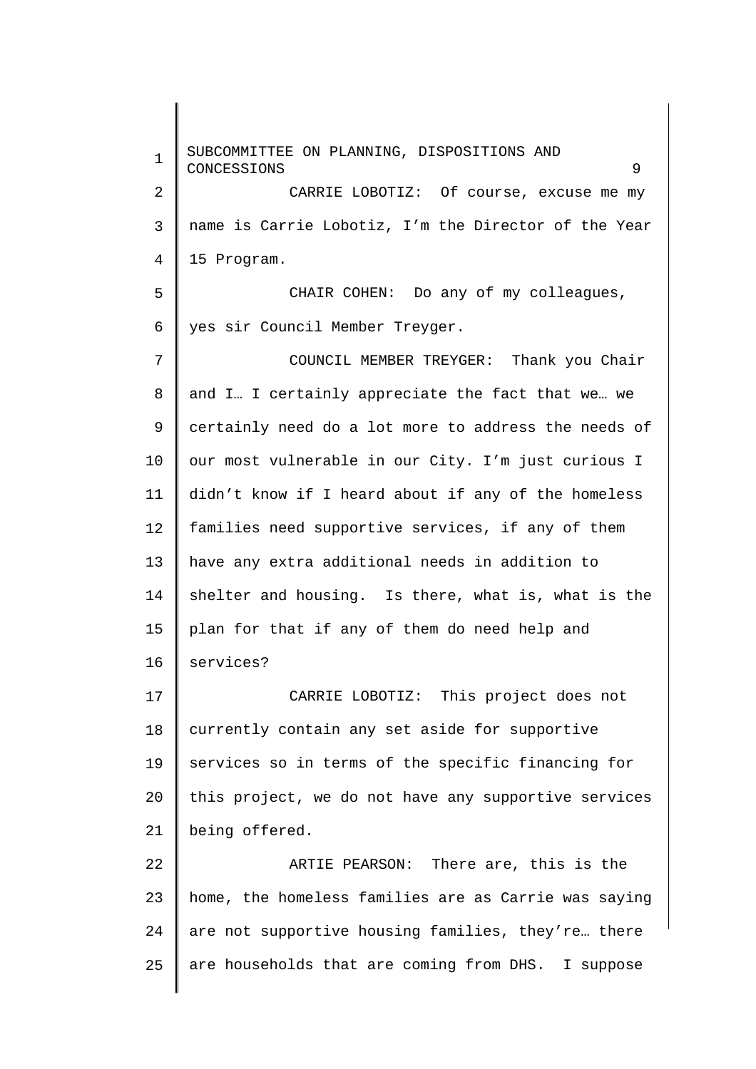CARRIE LOBOTIZ: Of course, excuse me my name is Carrie Lobotiz, I'm the Director of the Year 15 Program.

CHAIR COHEN: Do any of my colleagues, yes sir Council Member Treyger.

COUNCIL MEMBER TREYGER: Thank you Chair and I… I certainly appreciate the fact that we… we certainly need do a lot more to address the needs of our most vulnerable in our City. I'm just curious I didn't know if I heard about if any of the homeless families need supportive services, if any of them have any extra additional needs in addition to shelter and housing. Is there, what is, what is the plan for that if any of them do need help and services?

CARRIE LOBOTIZ: This project does not currently contain any set aside for supportive services so in terms of the specific financing for this project, we do not have any supportive services being offered.

ARTIE PEARSON: There are, this is the home, the homeless families are as Carrie was saying are not supportive housing families, they're… there are households that are coming from DHS. I suppose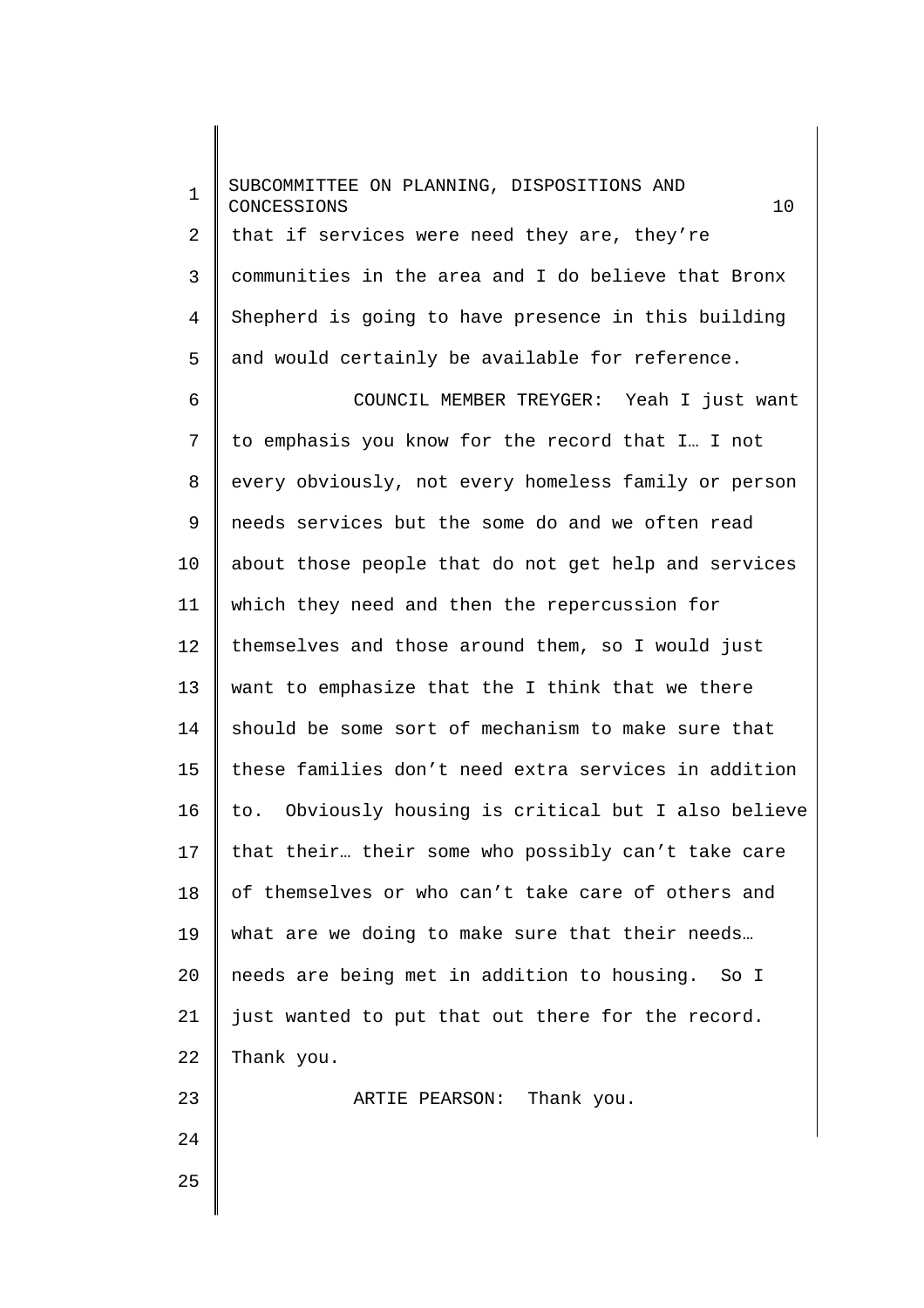that if services were need they are, they're communities in the area and I do believe that Bronx Shepherd is going to have presence in this building and would certainly be available for reference.

COUNCIL MEMBER TREYGER: Yeah I just want to emphasis you know for the record that I… I not every obviously, not every homeless family or person needs services but the some do and we often read about those people that do not get help and services which they need and then the repercussion for themselves and those around them, so I would just want to emphasize that the I think that we there should be some sort of mechanism to make sure that these families don't need extra services in addition to. Obviously housing is critical but I also believe that their… their some who possibly can't take care of themselves or who can't take care of others and what are we doing to make sure that their needs… needs are being met in addition to housing. So I just wanted to put that out there for the record. Thank you.

ARTIE PEARSON: Thank you.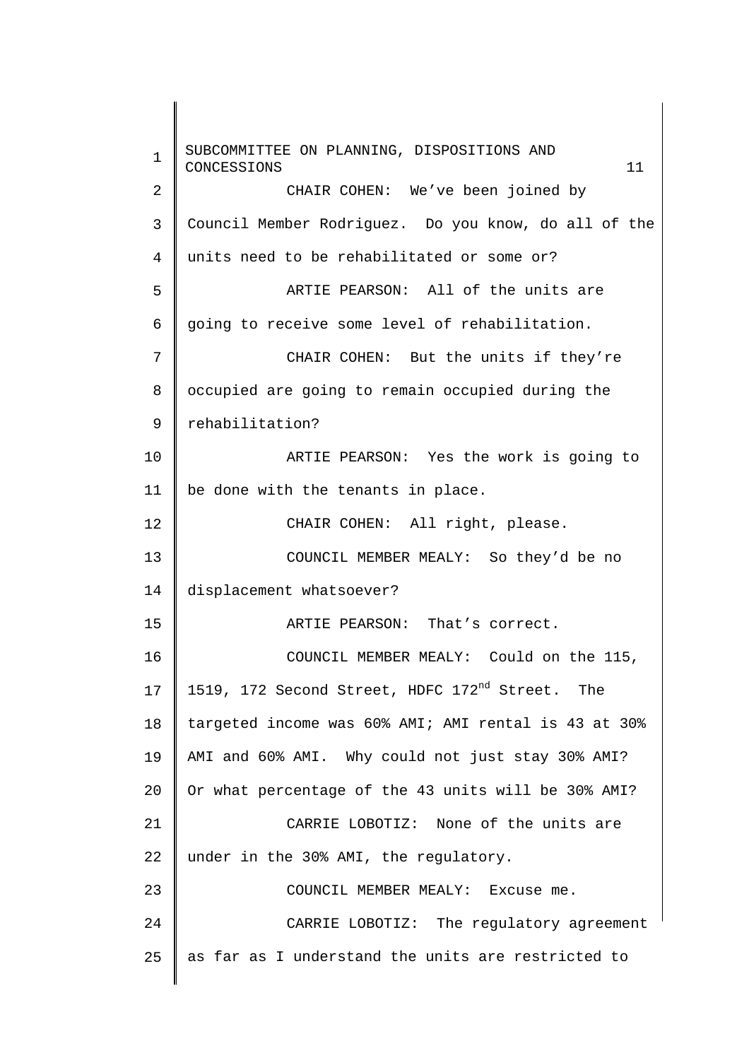CHAIR COHEN: We've been joined by Council Member Rodriguez. Do you know, do all of the units need to be rehabilitated or some or?

ARTIE PEARSON: All of the units are going to receive some level of rehabilitation.

CHAIR COHEN: But the units if they're occupied are going to remain occupied during the rehabilitation?

ARTIE PEARSON: Yes the work is going to be done with the tenants in place.

CHAIR COHEN: All right, please.

COUNCIL MEMBER MEALY: So they'd be no displacement whatsoever?

ARTIE PEARSON: That's correct.

COUNCIL MEMBER MEALY: Could on the 115, 1519, 172 Second Street, HDFC 172nd Street. The targeted income was 60% AMI; AMI rental is 43 at 30% AMI and 60% AMI. Why could not just stay 30% AMI? Or what percentage of the 43 units will be 30% AMI?

CARRIE LOBOTIZ: None of the units are under in the 30% AMI, the regulatory.

COUNCIL MEMBER MEALY: Excuse me.

CARRIE LOBOTIZ: The regulatory agreement as far as I understand the units are restricted to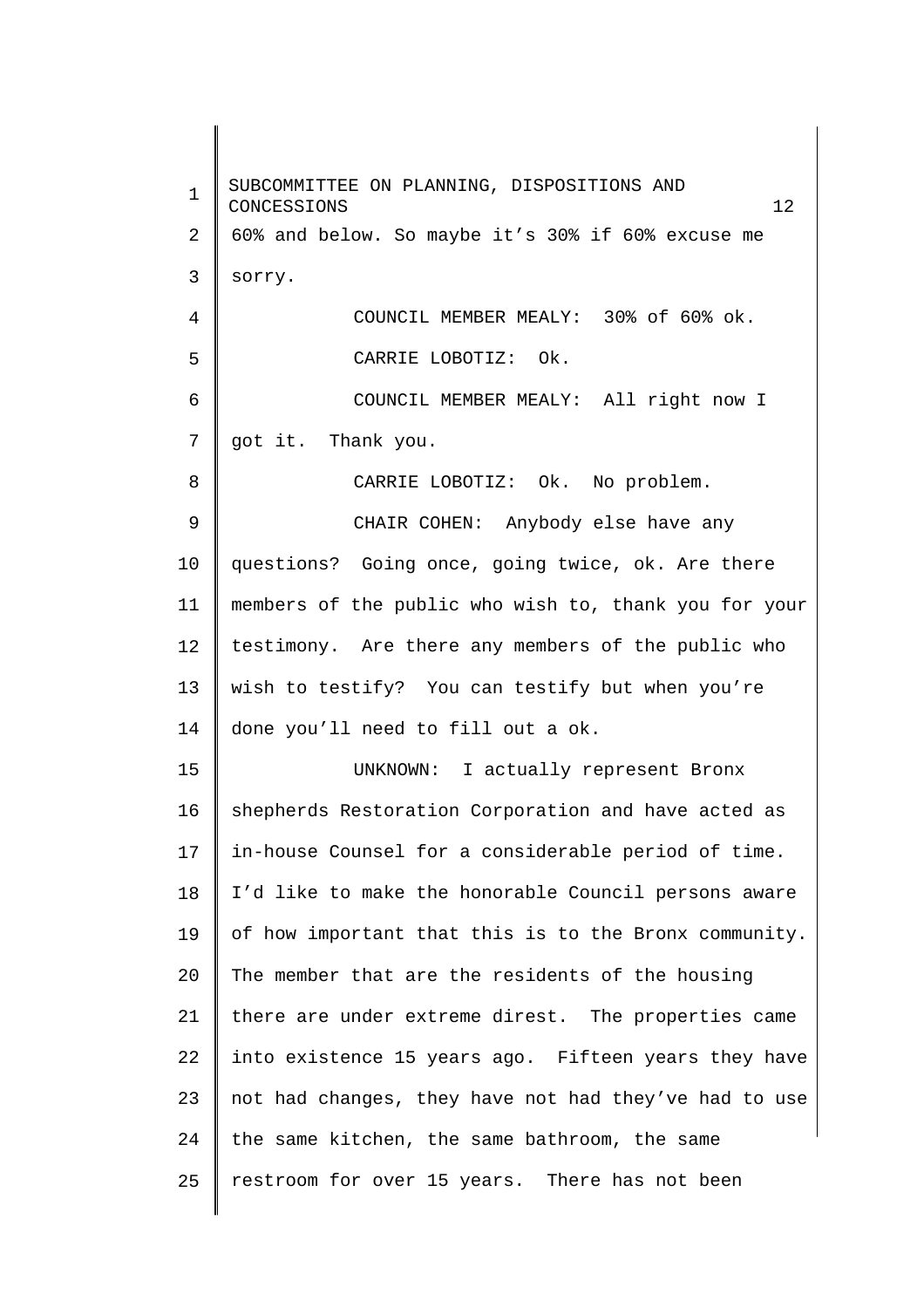60% and below. So maybe it's 30% if 60% excuse me sorry.

COUNCIL MEMBER MEALY: 30% of 60% ok.

CARRIE LOBOTIZ: Ok.

COUNCIL MEMBER MEALY: All right now I got it. Thank you.

CARRIE LOBOTIZ: Ok. No problem.

CHAIR COHEN: Anybody else have any questions? Going once, going twice, ok. Are there members of the public who wish to, thank you for your testimony. Are there any members of the public who wish to testify? You can testify but when you're done you'll need to fill out a ok.

UNKNOWN: I actually represent Bronx shepherds Restoration Corporation and have acted as in-house Counsel for a considerable period of time. I'd like to make the honorable Council persons aware of how important that this is to the Bronx community. The member that are the residents of the housing there are under extreme direst. The properties came into existence 15 years ago. Fifteen years they have not had changes, they have not had they've had to use the same kitchen, the same bathroom, the same restroom for over 15 years. There has not been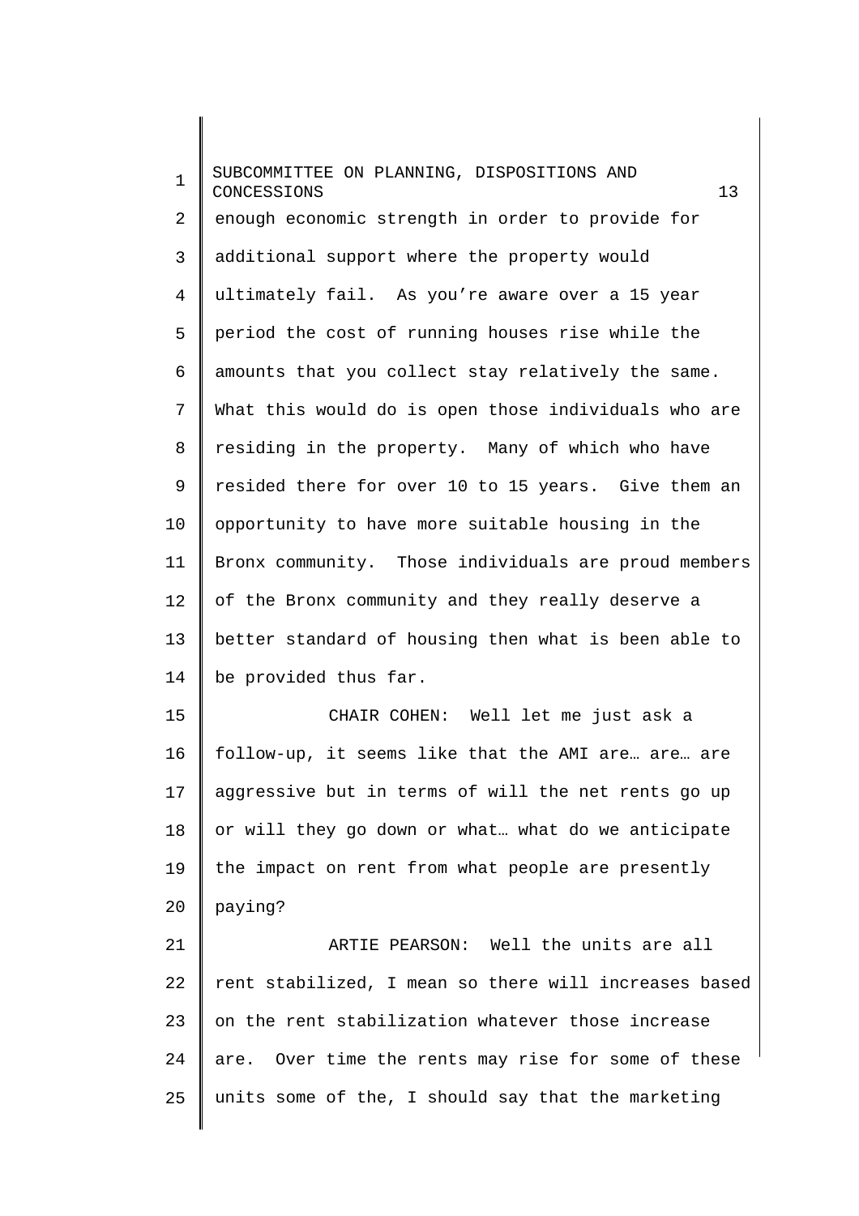enough economic strength in order to provide for additional support where the property would ultimately fail. As you're aware over a 15 year period the cost of running houses rise while the amounts that you collect stay relatively the same. What this would do is open those individuals who are residing in the property. Many of which who have resided there for over 10 to 15 years. Give them an opportunity to have more suitable housing in the Bronx community. Those individuals are proud members of the Bronx community and they really deserve a better standard of housing then what is been able to be provided thus far.

CHAIR COHEN: Well let me just ask a follow-up, it seems like that the AMI are… are… are aggressive but in terms of will the net rents go up or will they go down or what… what do we anticipate the impact on rent from what people are presently paying?

ARTIE PEARSON: Well the units are all rent stabilized, I mean so there will increases based on the rent stabilization whatever those increase are. Over time the rents may rise for some of these units some of the, I should say that the marketing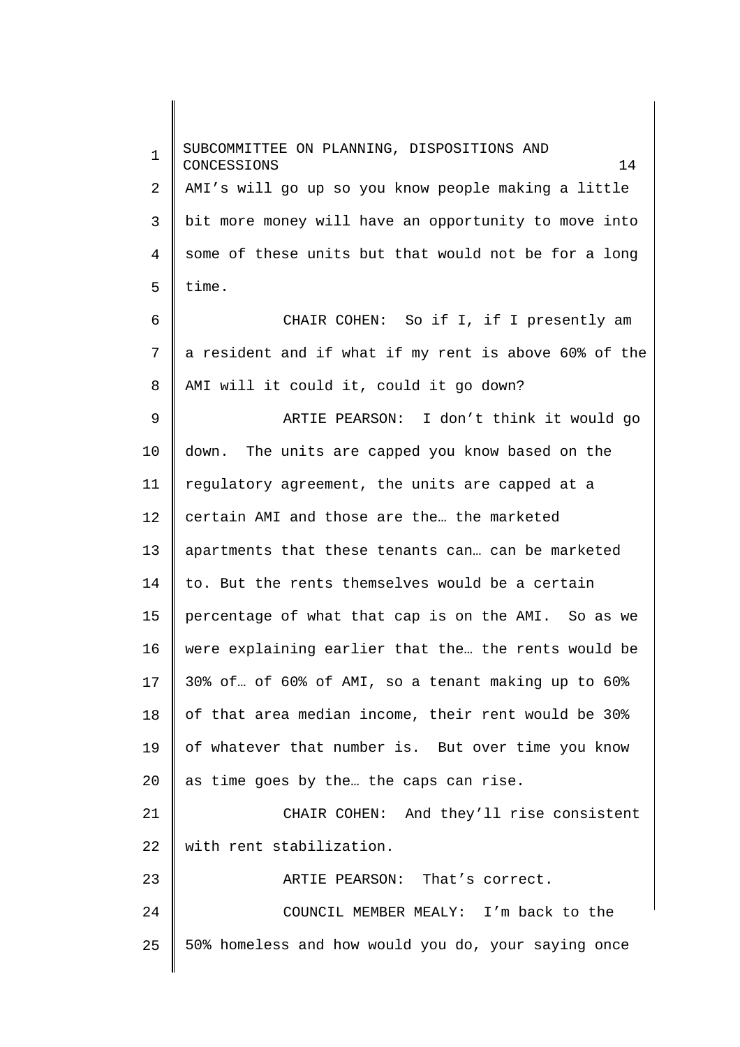AMI's will go up so you know people making a little bit more money will have an opportunity to move into some of these units but that would not be for a long time.

CHAIR COHEN: So if I, if I presently am a resident and if what if my rent is above 60% of the AMI will it could it, could it go down?

ARTIE PEARSON: I don't think it would go down. The units are capped you know based on the regulatory agreement, the units are capped at a certain AMI and those are the… the marketed apartments that these tenants can… can be marketed to. But the rents themselves would be a certain percentage of what that cap is on the AMI. So as we were explaining earlier that the… the rents would be 30% of… of 60% of AMI, so a tenant making up to 60% of that area median income, their rent would be 30% of whatever that number is. But over time you know as time goes by the… the caps can rise.

CHAIR COHEN: And they'll rise consistent with rent stabilization.

ARTIE PEARSON: That's correct.

COUNCIL MEMBER MEALY: I'm back to the 50% homeless and how would you do, your saying once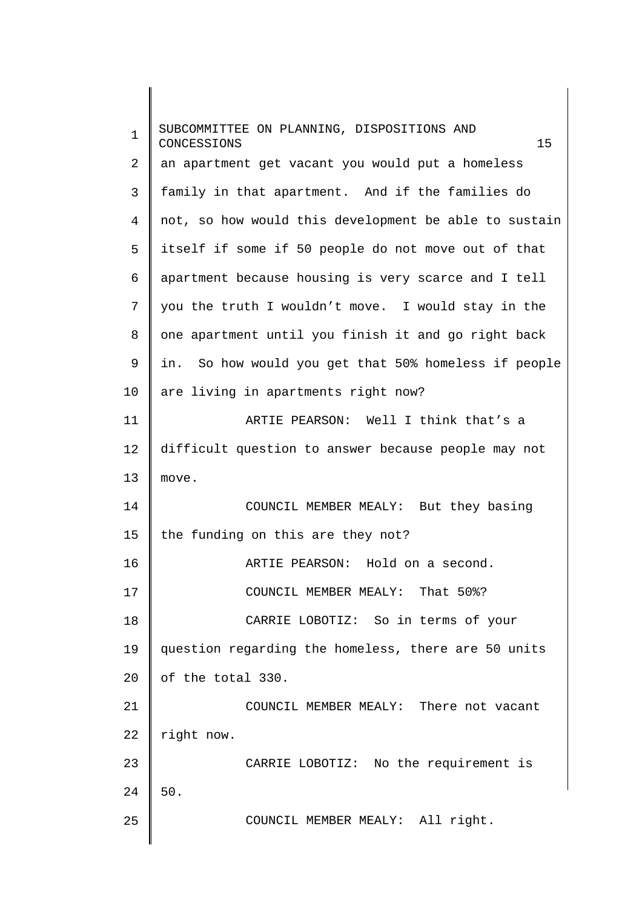an apartment get vacant you would put a homeless family in that apartment. And if the families do not, so how would this development be able to sustain itself if some if 50 people do not move out of that apartment because housing is very scarce and I tell you the truth I wouldn't move. I would stay in the one apartment until you finish it and go right back in. So how would you get that 50% homeless if people are living in apartments right now?

ARTIE PEARSON: Well I think that's a difficult question to answer because people may not move.

COUNCIL MEMBER MEALY: But they basing the funding on this are they not?

ARTIE PEARSON: Hold on a second.

COUNCIL MEMBER MEALY: That 50%?

CARRIE LOBOTIZ: So in terms of your question regarding the homeless, there are 50 units of the total 330.

COUNCIL MEMBER MEALY: There not vacant right now.

CARRIE LOBOTIZ: No the requirement is 50.

COUNCIL MEMBER MEALY: All right.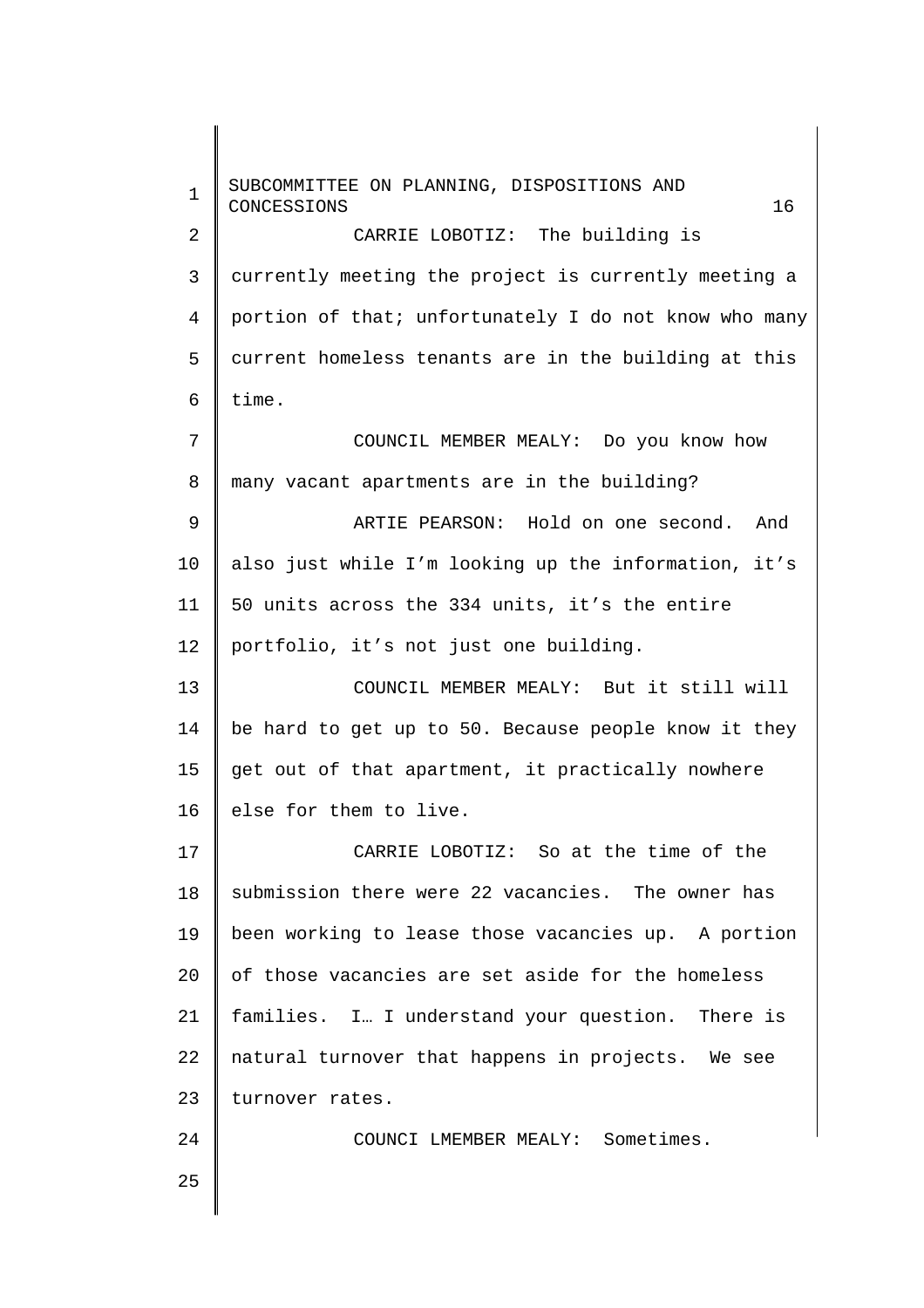CARRIE LOBOTIZ: The building is currently meeting the project is currently meeting a portion of that; unfortunately I do not know who many current homeless tenants are in the building at this time.

COUNCIL MEMBER MEALY: Do you know how many vacant apartments are in the building?

ARTIE PEARSON: Hold on one second. And also just while I'm looking up the information, it's 50 units across the 334 units, it's the entire portfolio, it's not just one building.

COUNCIL MEMBER MEALY: But it still will be hard to get up to 50. Because people know it they get out of that apartment, it practically nowhere else for them to live.

CARRIE LOBOTIZ: So at the time of the submission there were 22 vacancies. The owner has been working to lease those vacancies up. A portion of those vacancies are set aside for the homeless families. I… I understand your question. There is natural turnover that happens in projects. We see turnover rates.

COUNCI LMEMBER MEALY: Sometimes.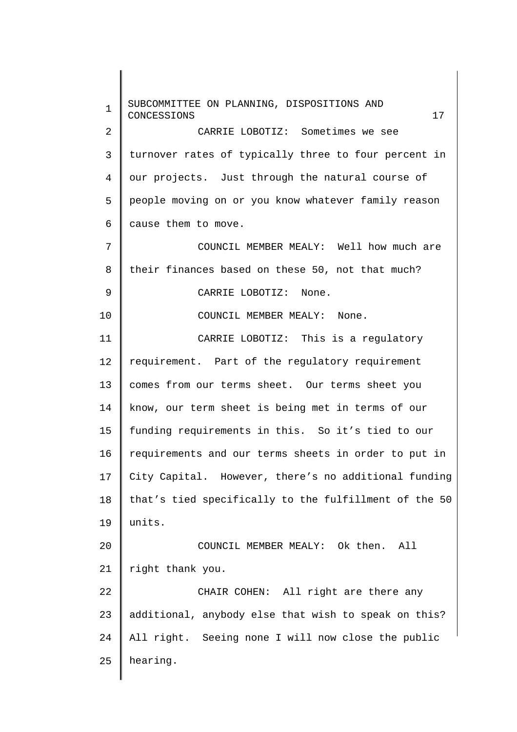CARRIE LOBOTIZ: Sometimes we see turnover rates of typically three to four percent in our projects. Just through the natural course of people moving on or you know whatever family reason cause them to move.

COUNCIL MEMBER MEALY: Well how much are their finances based on these 50, not that much?

CARRIE LOBOTIZ: None.

COUNCIL MEMBER MEALY: None.

CARRIE LOBOTIZ: This is a regulatory requirement. Part of the regulatory requirement comes from our terms sheet. Our terms sheet you know, our term sheet is being met in terms of our funding requirements in this. So it's tied to our requirements and our terms sheets in order to put in City Capital. However, there's no additional funding that's tied specifically to the fulfillment of the 50 units.

COUNCIL MEMBER MEALY: Ok then. All right thank you.

CHAIR COHEN: All right are there any additional, anybody else that wish to speak on this? All right. Seeing none I will now close the public hearing.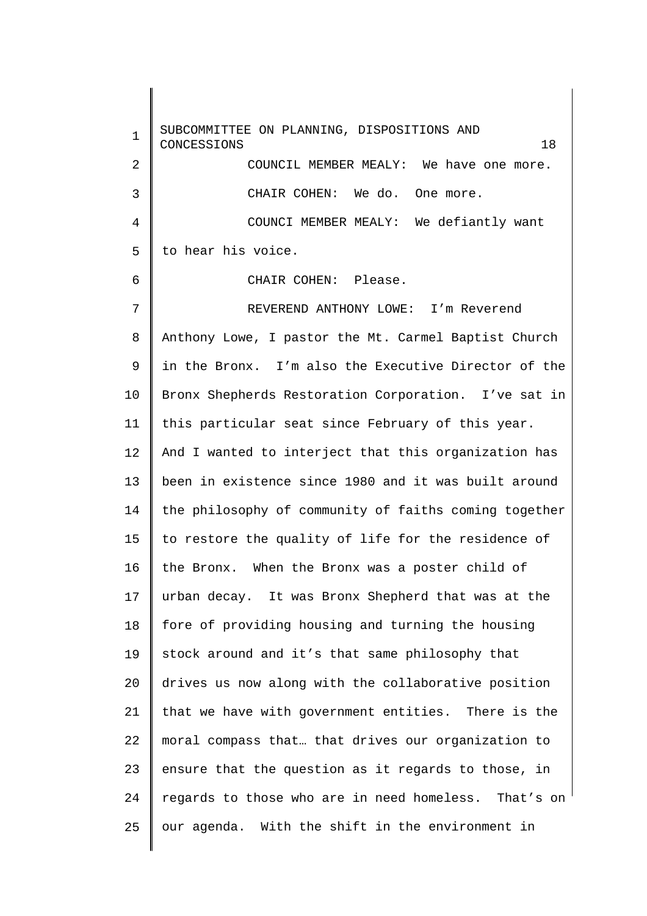COUNCIL MEMBER MEALY: We have one more.

CHAIR COHEN: We do. One more.

COUNCI MEMBER MEALY: We defiantly want to hear his voice.

CHAIR COHEN: Please.

REVEREND ANTHONY LOWE: I'm Reverend Anthony Lowe, I pastor the Mt. Carmel Baptist Church in the Bronx. I'm also the Executive Director of the Bronx Shepherds Restoration Corporation. I've sat in this particular seat since February of this year. And I wanted to interject that this organization has been in existence since 1980 and it was built around the philosophy of community of faiths coming together to restore the quality of life for the residence of the Bronx. When the Bronx was a poster child of urban decay. It was Bronx Shepherd that was at the fore of providing housing and turning the housing stock around and it's that same philosophy that drives us now along with the collaborative position that we have with government entities. There is the moral compass that… that drives our organization to ensure that the question as it regards to those, in regards to those who are in need homeless. That's on our agenda. With the shift in the environment in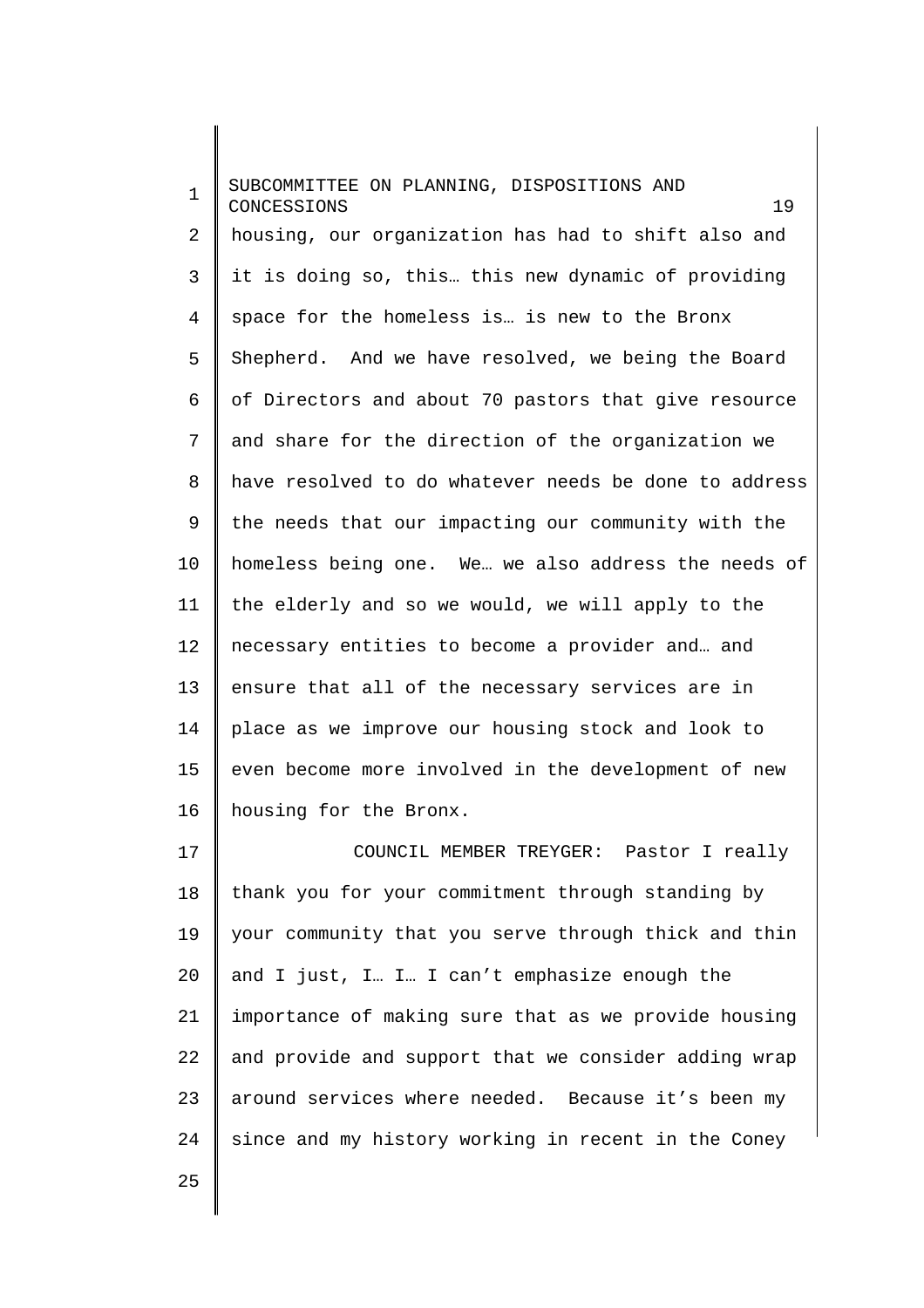housing, our organization has had to shift also and it is doing so, this… this new dynamic of providing space for the homeless is… is new to the Bronx Shepherd. And we have resolved, we being the Board of Directors and about 70 pastors that give resource and share for the direction of the organization we have resolved to do whatever needs be done to address the needs that our impacting our community with the homeless being one. We… we also address the needs of the elderly and so we would, we will apply to the necessary entities to become a provider and… and ensure that all of the necessary services are in place as we improve our housing stock and look to even become more involved in the development of new housing for the Bronx.

COUNCIL MEMBER TREYGER: Pastor I really thank you for your commitment through standing by your community that you serve through thick and thin and I just, I… I… I can't emphasize enough the importance of making sure that as we provide housing and provide and support that we consider adding wrap around services where needed. Because it's been my since and my history working in recent in the Coney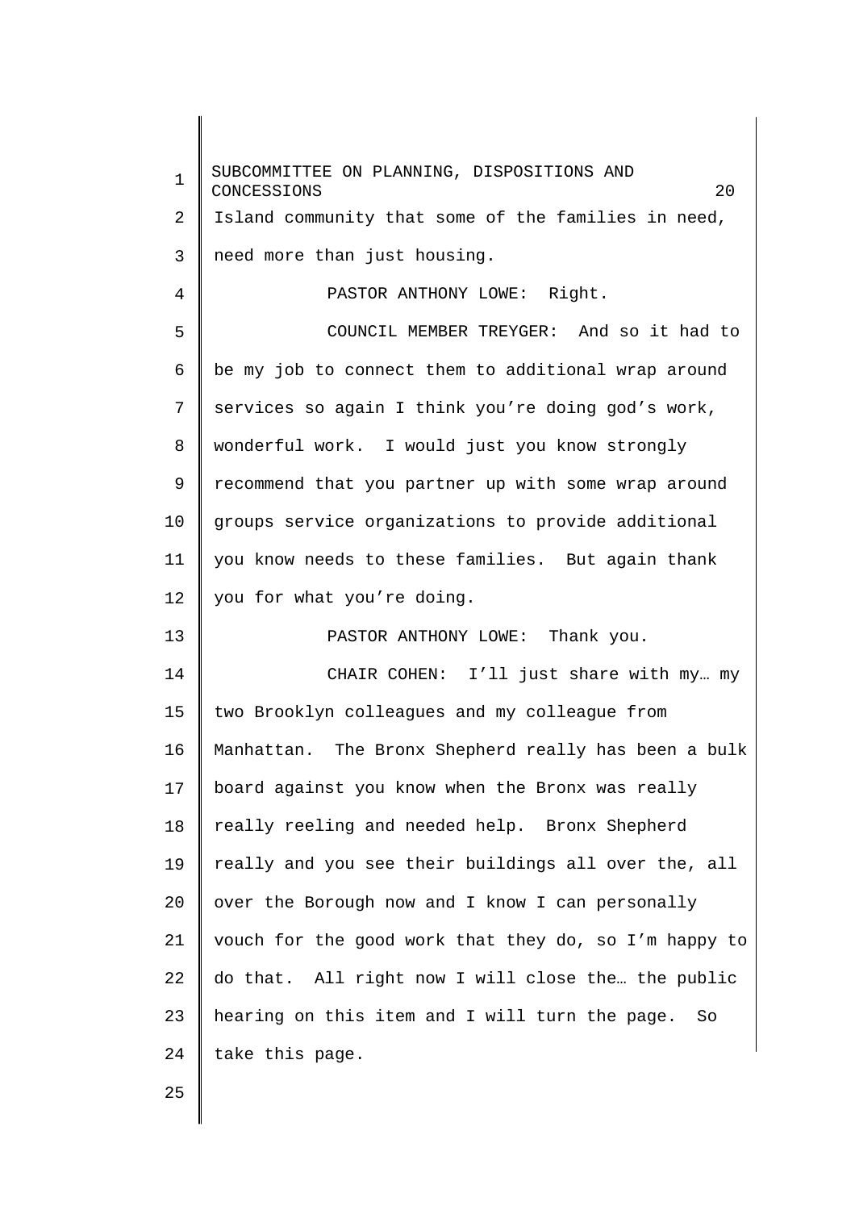Island community that some of the families in need, need more than just housing.

PASTOR ANTHONY LOWE: Right.

COUNCIL MEMBER TREYGER: And so it had to be my job to connect them to additional wrap around services so again I think you're doing god's work, wonderful work. I would just you know strongly recommend that you partner up with some wrap around groups service organizations to provide additional you know needs to these families. But again thank you for what you're doing.

PASTOR ANTHONY LOWE: Thank you.

CHAIR COHEN: I'll just share with my… my two Brooklyn colleagues and my colleague from Manhattan. The Bronx Shepherd really has been a bulk board against you know when the Bronx was really really reeling and needed help. Bronx Shepherd really and you see their buildings all over the, all over the Borough now and I know I can personally vouch for the good work that they do, so I'm happy to do that. All right now I will close the… the public hearing on this item and I will turn the page. So take this page.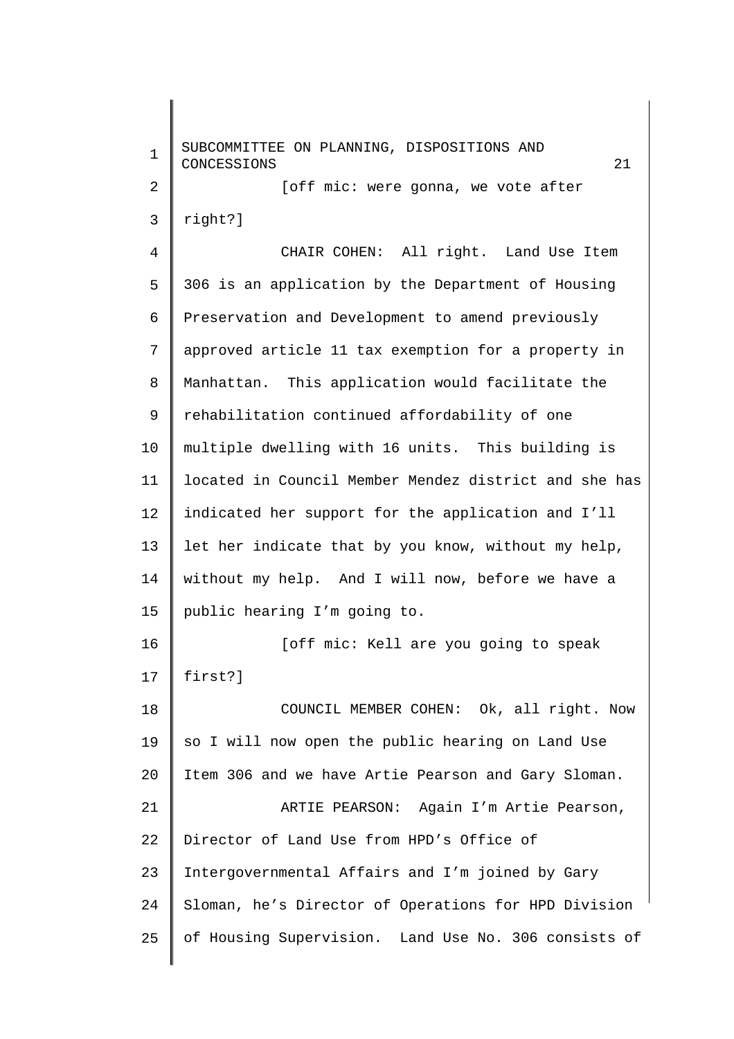[off mic: were gonna, we vote after right?]

CHAIR COHEN: All right. Land Use Item 306 is an application by the Department of Housing Preservation and Development to amend previously approved article 11 tax exemption for a property in Manhattan. This application would facilitate the rehabilitation continued affordability of one multiple dwelling with 16 units. This building is located in Council Member Mendez district and she has indicated her support for the application and I'll let her indicate that by you know, without my help, without my help. And I will now, before we have a public hearing I'm going to.

[off mic: Kell are you going to speak first?]

COUNCIL MEMBER COHEN: Ok, all right. Now so I will now open the public hearing on Land Use Item 306 and we have Artie Pearson and Gary Sloman.

ARTIE PEARSON: Again I'm Artie Pearson, Director of Land Use from HPD's Office of Intergovernmental Affairs and I'm joined by Gary Sloman, he's Director of Operations for HPD Division of Housing Supervision. Land Use No. 306 consists of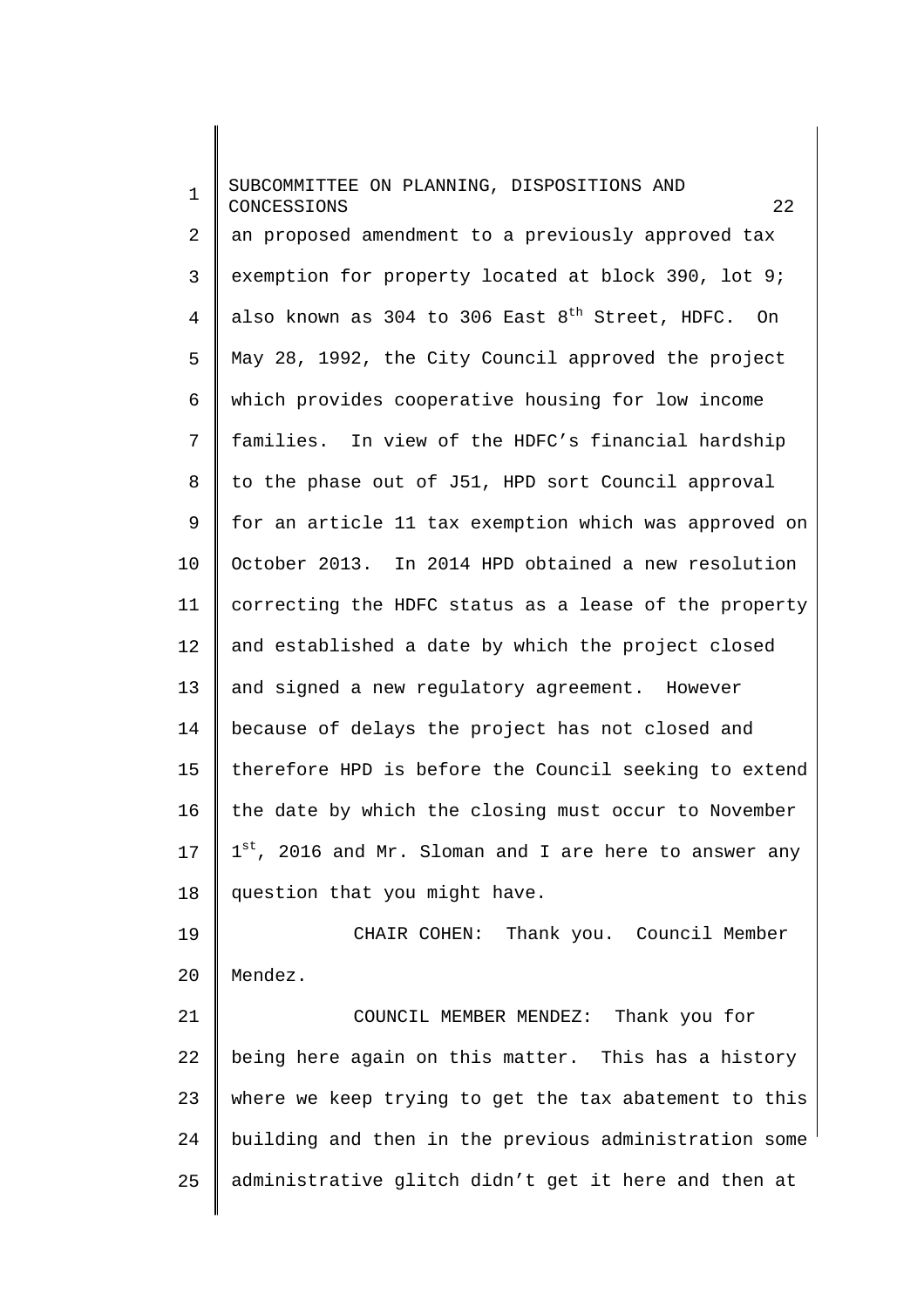an proposed amendment to a previously approved tax exemption for property located at block 390, lot 9; also known as 304 to 306 East 8th Street, HDFC. On May 28, 1992, the City Council approved the project which provides cooperative housing for low income families. In view of the HDFC's financial hardship to the phase out of J51, HPD sort Council approval for an article 11 tax exemption which was approved on October 2013. In 2014 HPD obtained a new resolution correcting the HDFC status as a lease of the property and established a date by which the project closed and signed a new regulatory agreement. However because of delays the project has not closed and therefore HPD is before the Council seeking to extend the date by which the closing must occur to November 1st, 2016 and Mr. Sloman and I are here to answer any question that you might have.

CHAIR COHEN: Thank you. Council Member Mendez.

COUNCIL MEMBER MENDEZ: Thank you for being here again on this matter. This has a history where we keep trying to get the tax abatement to this building and then in the previous administration some administrative glitch didn't get it here and then at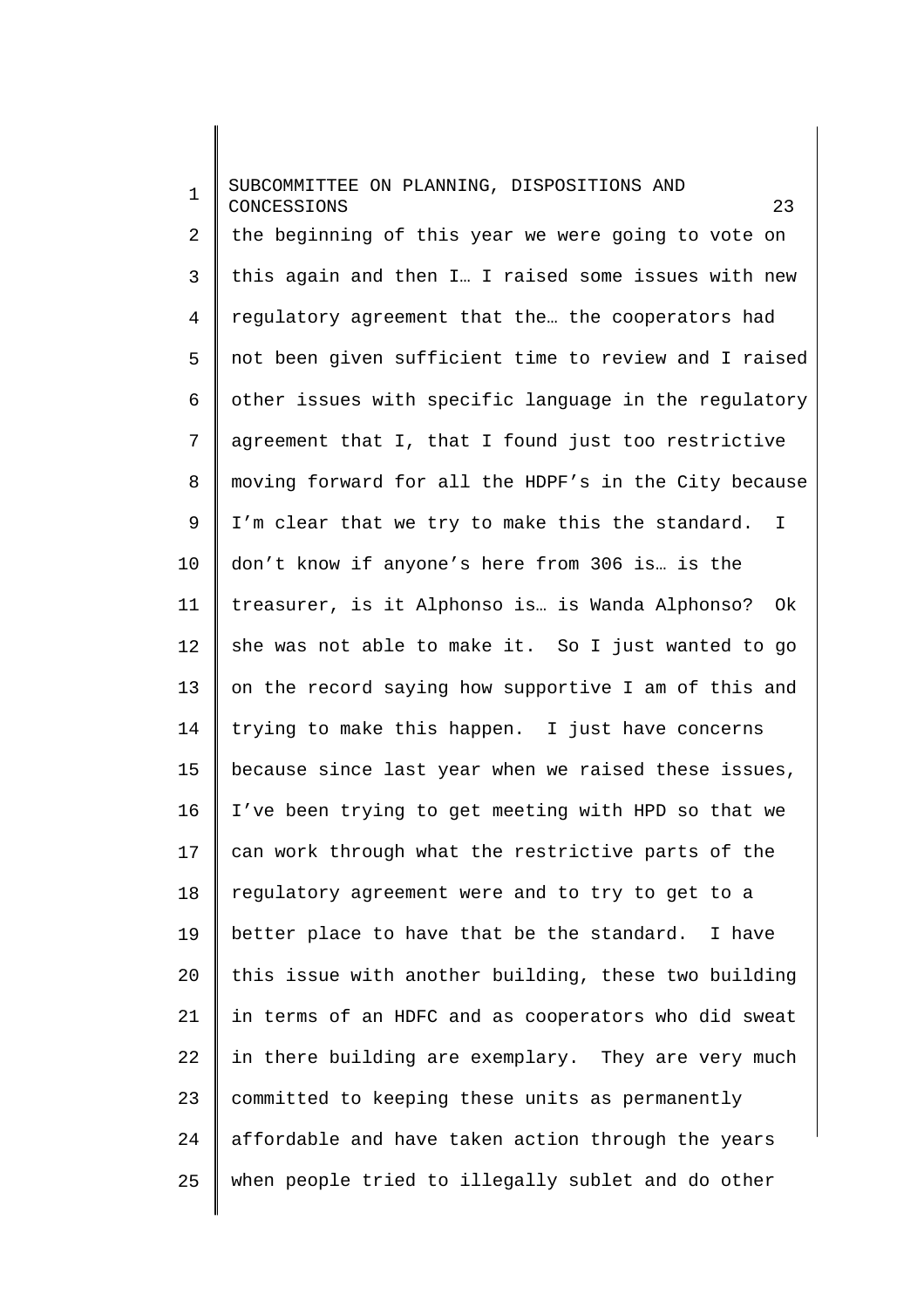the beginning of this year we were going to vote on this again and then I… I raised some issues with new regulatory agreement that the… the cooperators had not been given sufficient time to review and I raised other issues with specific language in the regulatory agreement that I, that I found just too restrictive moving forward for all the HDPF's in the City because I'm clear that we try to make this the standard. I don't know if anyone's here from 306 is… is the treasurer, is it Alphonso is… is Wanda Alphonso? Ok she was not able to make it. So I just wanted to go on the record saying how supportive I am of this and trying to make this happen. I just have concerns because since last year when we raised these issues, I've been trying to get meeting with HPD so that we can work through what the restrictive parts of the regulatory agreement were and to try to get to a better place to have that be the standard. I have this issue with another building, these two building in terms of an HDFC and as cooperators who did sweat in there building are exemplary. They are very much committed to keeping these units as permanently affordable and have taken action through the years when people tried to illegally sublet and do other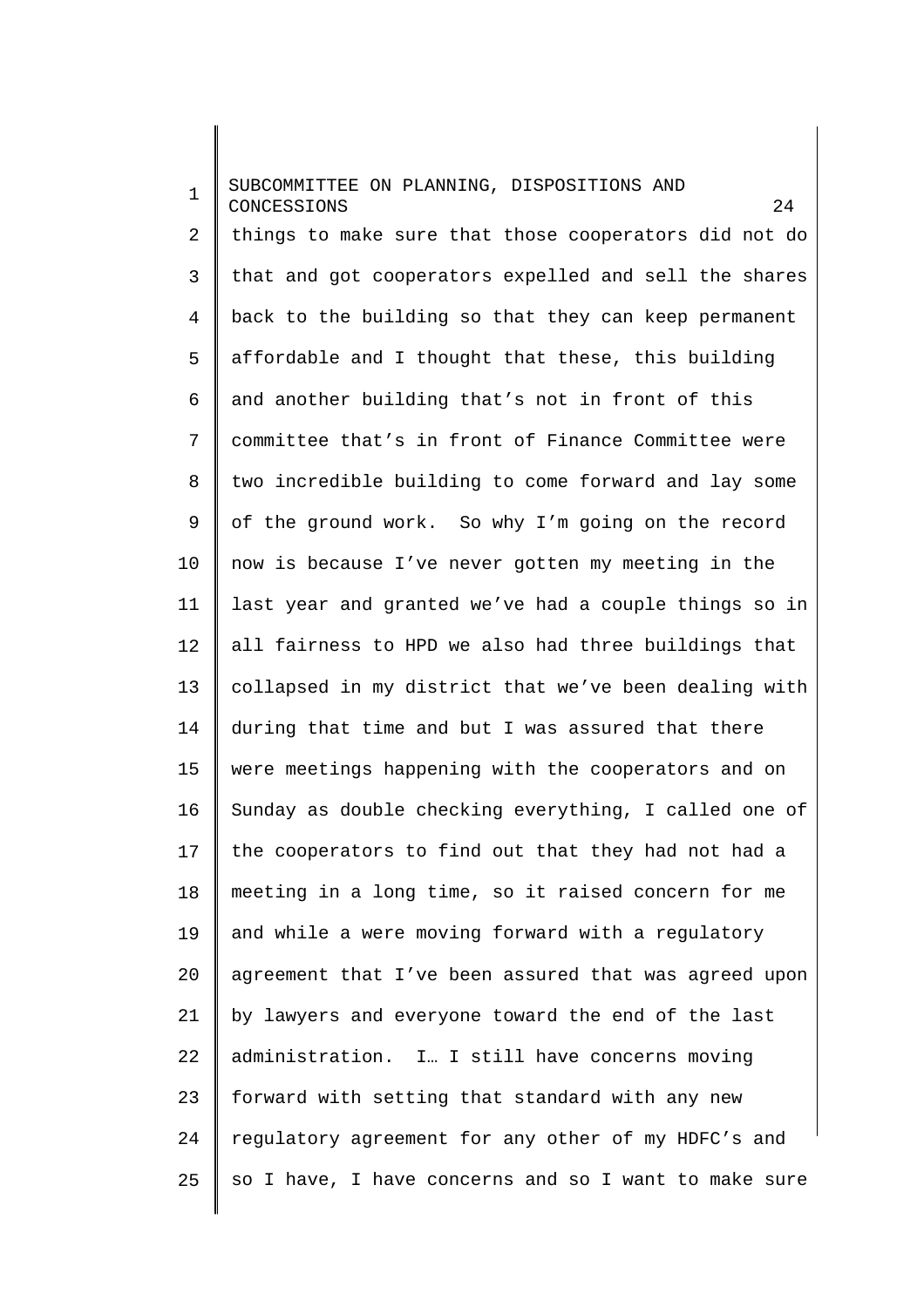things to make sure that those cooperators did not do that and got cooperators expelled and sell the shares back to the building so that they can keep permanent affordable and I thought that these, this building and another building that's not in front of this committee that's in front of Finance Committee were two incredible building to come forward and lay some of the ground work. So why I'm going on the record now is because I've never gotten my meeting in the last year and granted we've had a couple things so in all fairness to HPD we also had three buildings that collapsed in my district that we've been dealing with during that time and but I was assured that there were meetings happening with the cooperators and on Sunday as double checking everything, I called one of the cooperators to find out that they had not had a meeting in a long time, so it raised concern for me and while a were moving forward with a regulatory agreement that I've been assured that was agreed upon by lawyers and everyone toward the end of the last administration. I… I still have concerns moving forward with setting that standard with any new regulatory agreement for any other of my HDFC's and so I have, I have concerns and so I want to make sure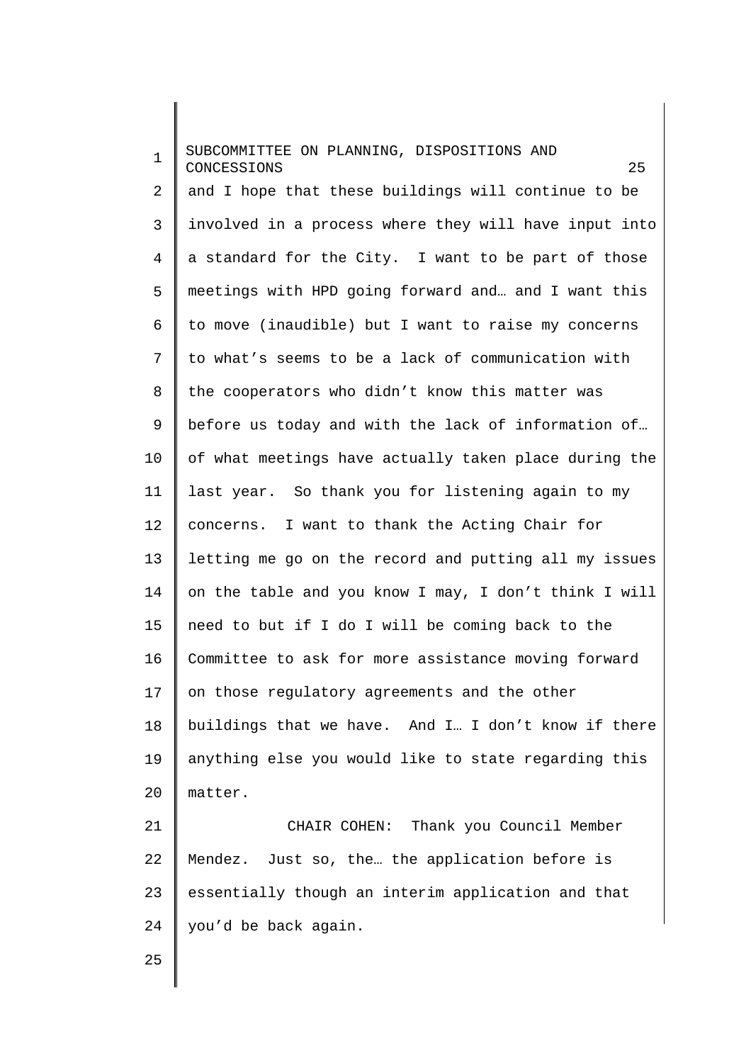and I hope that these buildings will continue to be involved in a process where they will have input into a standard for the City. I want to be part of those meetings with HPD going forward and… and I want this to move (inaudible) but I want to raise my concerns to what's seems to be a lack of communication with the cooperators who didn't know this matter was before us today and with the lack of information of… of what meetings have actually taken place during the last year. So thank you for listening again to my concerns. I want to thank the Acting Chair for letting me go on the record and putting all my issues on the table and you know I may, I don't think I will need to but if I do I will be coming back to the Committee to ask for more assistance moving forward on those regulatory agreements and the other buildings that we have. And I… I don't know if there anything else you would like to state regarding this matter.

CHAIR COHEN: Thank you Council Member Mendez. Just so, the… the application before is essentially though an interim application and that you'd be back again.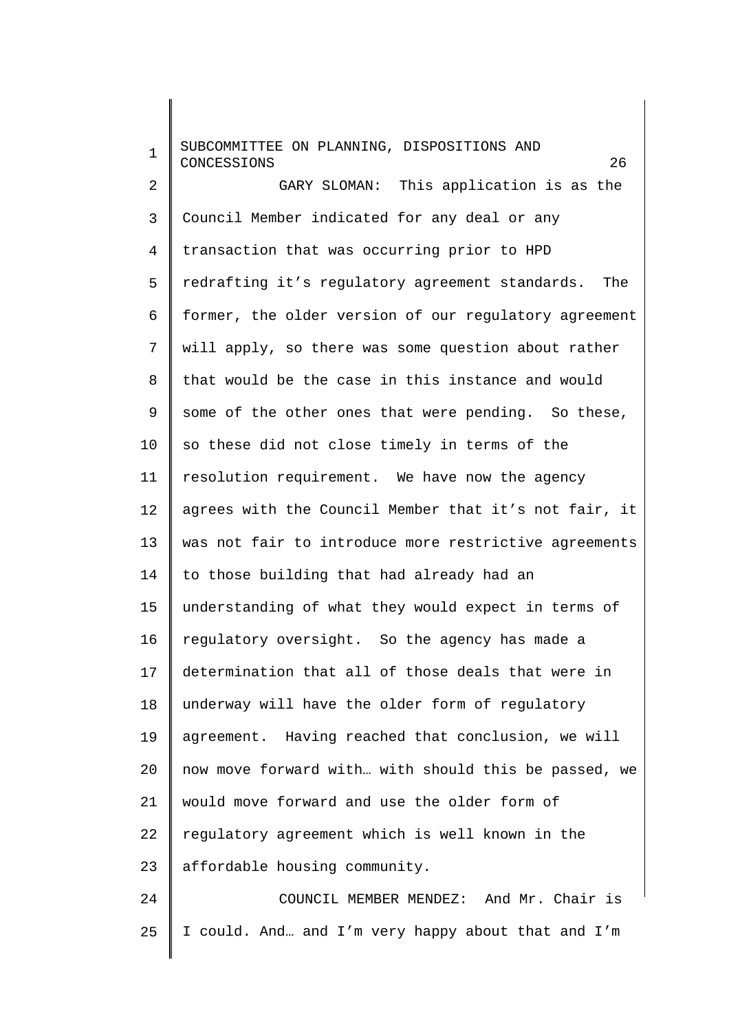GARY SLOMAN: This application is as the Council Member indicated for any deal or any transaction that was occurring prior to HPD redrafting it's regulatory agreement standards. The former, the older version of our regulatory agreement will apply, so there was some question about rather that would be the case in this instance and would some of the other ones that were pending. So these, so these did not close timely in terms of the resolution requirement. We have now the agency agrees with the Council Member that it's not fair, it was not fair to introduce more restrictive agreements to those building that had already had an understanding of what they would expect in terms of regulatory oversight. So the agency has made a determination that all of those deals that were in underway will have the older form of regulatory agreement. Having reached that conclusion, we will now move forward with… with should this be passed, we would move forward and use the older form of regulatory agreement which is well known in the affordable housing community.

COUNCIL MEMBER MENDEZ: And Mr. Chair is I could. And… and I'm very happy about that and I'm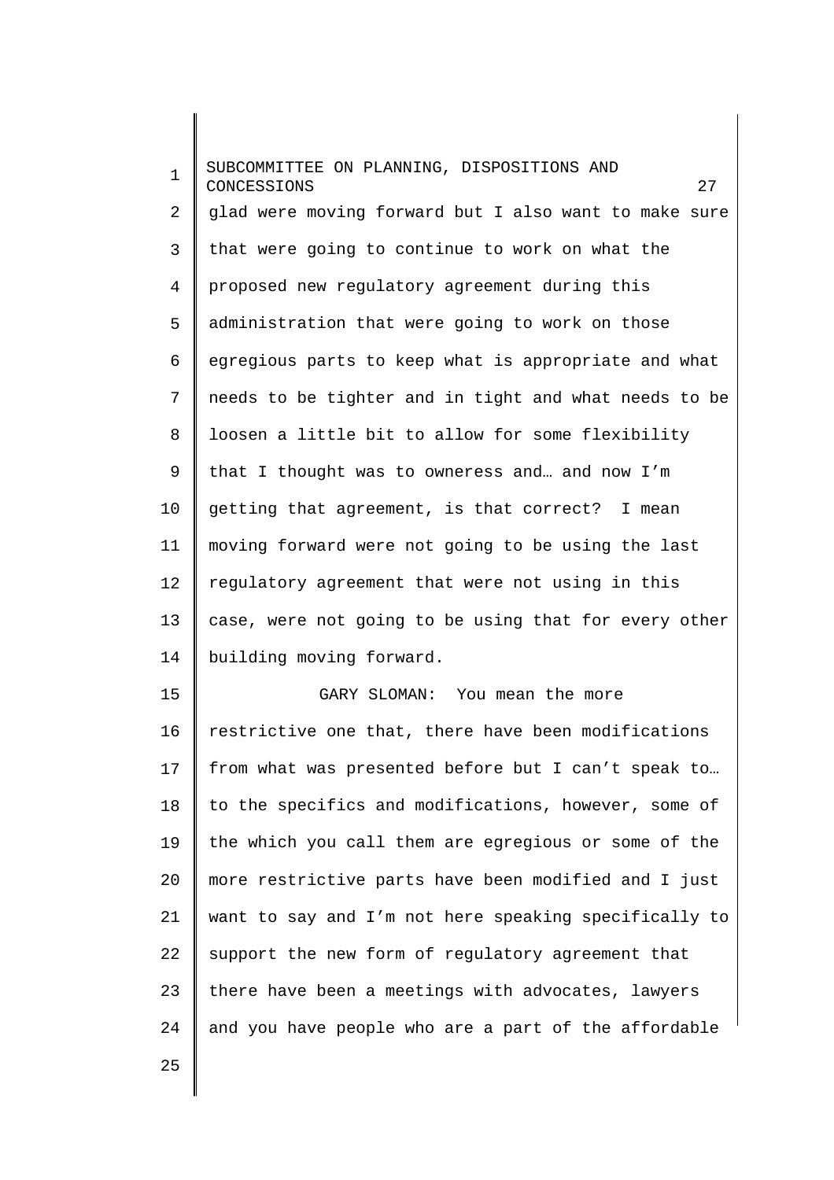glad were moving forward but I also want to make sure that were going to continue to work on what the proposed new regulatory agreement during this administration that were going to work on those egregious parts to keep what is appropriate and what needs to be tighter and in tight and what needs to be loosen a little bit to allow for some flexibility that I thought was to owneress and… and now I'm getting that agreement, is that correct? I mean moving forward were not going to be using the last regulatory agreement that were not using in this case, were not going to be using that for every other building moving forward.

GARY SLOMAN: You mean the more restrictive one that, there have been modifications from what was presented before but I can't speak to… to the specifics and modifications, however, some of the which you call them are egregious or some of the more restrictive parts have been modified and I just want to say and I'm not here speaking specifically to support the new form of regulatory agreement that there have been a meetings with advocates, lawyers and you have people who are a part of the affordable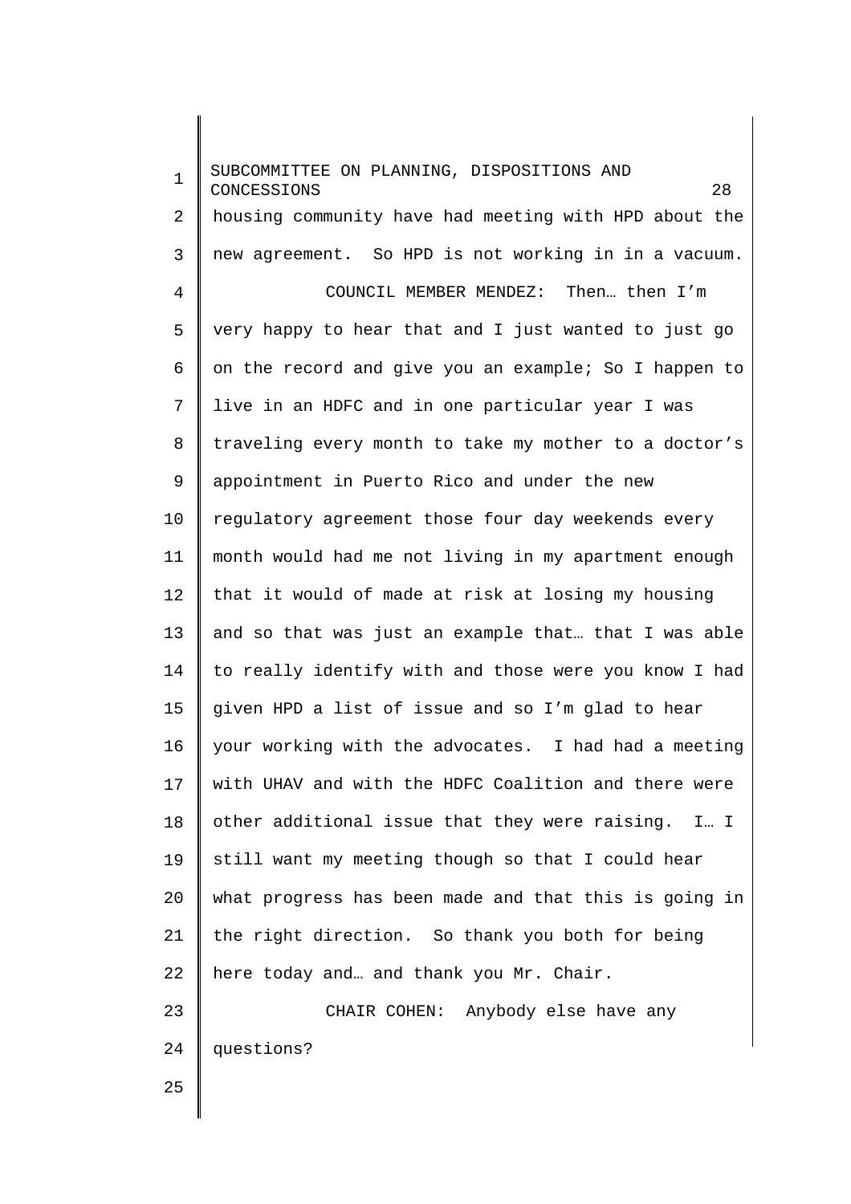housing community have had meeting with HPD about the new agreement. So HPD is not working in in a vacuum.

COUNCIL MEMBER MENDEZ: Then… then I'm very happy to hear that and I just wanted to just go on the record and give you an example; So I happen to live in an HDFC and in one particular year I was traveling every month to take my mother to a doctor's appointment in Puerto Rico and under the new regulatory agreement those four day weekends every month would had me not living in my apartment enough that it would of made at risk at losing my housing and so that was just an example that… that I was able to really identify with and those were you know I had given HPD a list of issue and so I'm glad to hear your working with the advocates. I had had a meeting with UHAV and with the HDFC Coalition and there were other additional issue that they were raising. I… I still want my meeting though so that I could hear what progress has been made and that this is going in the right direction. So thank you both for being here today and… and thank you Mr. Chair.

CHAIR COHEN: Anybody else have any questions?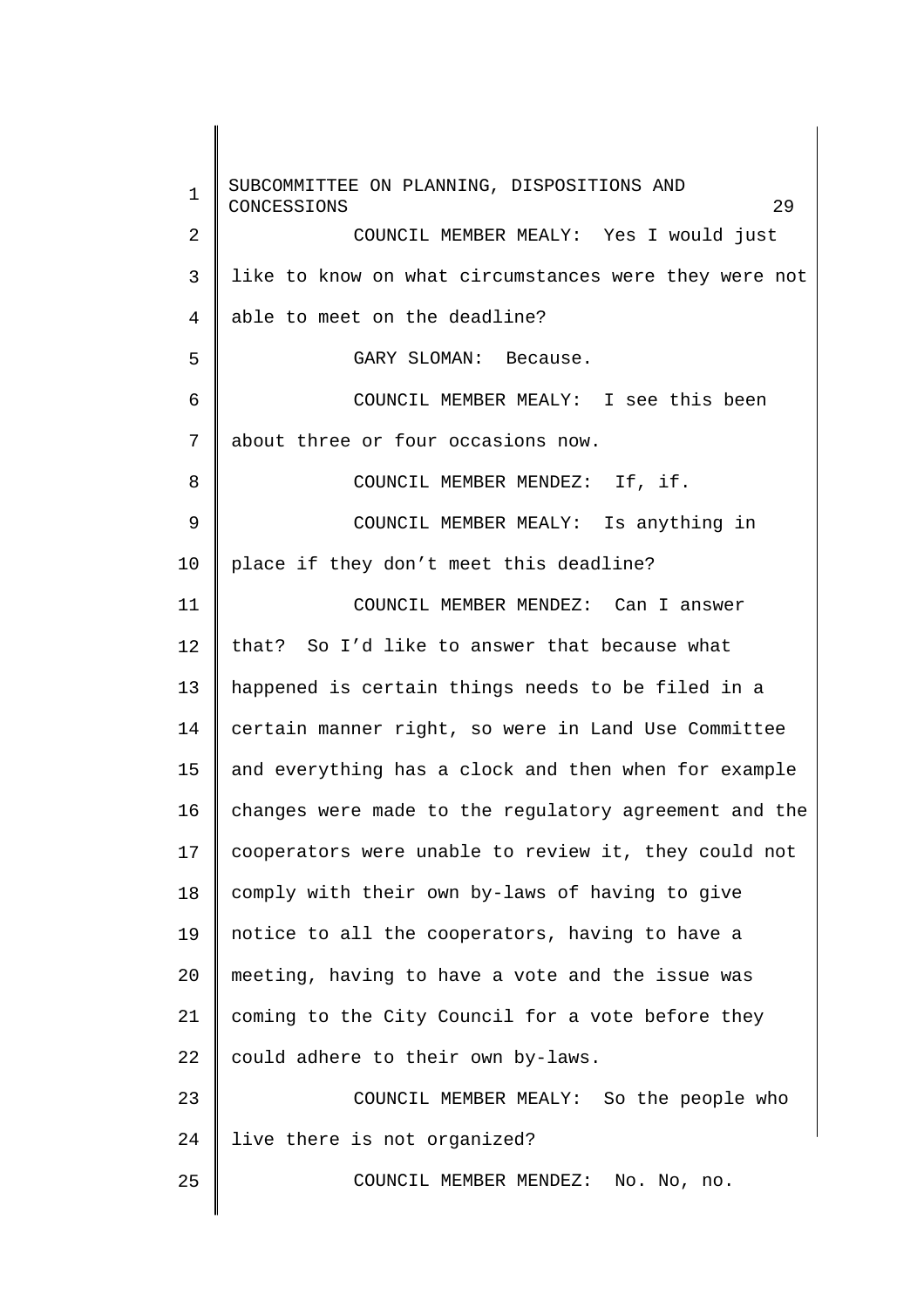COUNCIL MEMBER MEALY: Yes I would just like to know on what circumstances were they were not able to meet on the deadline?

GARY SLOMAN: Because.

COUNCIL MEMBER MEALY: I see this been about three or four occasions now.

COUNCIL MEMBER MENDEZ: If, if.

COUNCIL MEMBER MEALY: Is anything in place if they don't meet this deadline?

COUNCIL MEMBER MENDEZ: Can I answer that? So I'd like to answer that because what happened is certain things needs to be filed in a certain manner right, so were in Land Use Committee and everything has a clock and then when for example changes were made to the regulatory agreement and the cooperators were unable to review it, they could not comply with their own by-laws of having to give notice to all the cooperators, having to have a meeting, having to have a vote and the issue was coming to the City Council for a vote before they could adhere to their own by-laws.

COUNCIL MEMBER MEALY: So the people who live there is not organized?

COUNCIL MEMBER MENDEZ: No. No, no.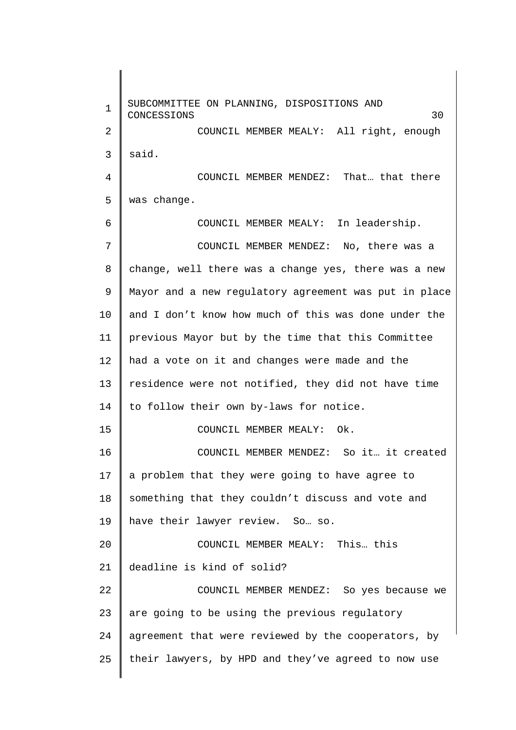COUNCIL MEMBER MEALY: All right, enough said.

COUNCIL MEMBER MENDEZ: That… that there was change.

COUNCIL MEMBER MEALY: In leadership.

COUNCIL MEMBER MENDEZ: No, there was a change, well there was a change yes, there was a new Mayor and a new regulatory agreement was put in place and I don't know how much of this was done under the previous Mayor but by the time that this Committee had a vote on it and changes were made and the residence were not notified, they did not have time to follow their own by-laws for notice.

COUNCIL MEMBER MEALY: Ok.

COUNCIL MEMBER MENDEZ: So it… it created a problem that they were going to have agree to something that they couldn't discuss and vote and have their lawyer review. So… so.

COUNCIL MEMBER MEALY: This… this deadline is kind of solid?

COUNCIL MEMBER MENDEZ: So yes because we are going to be using the previous regulatory agreement that were reviewed by the cooperators, by their lawyers, by HPD and they've agreed to now use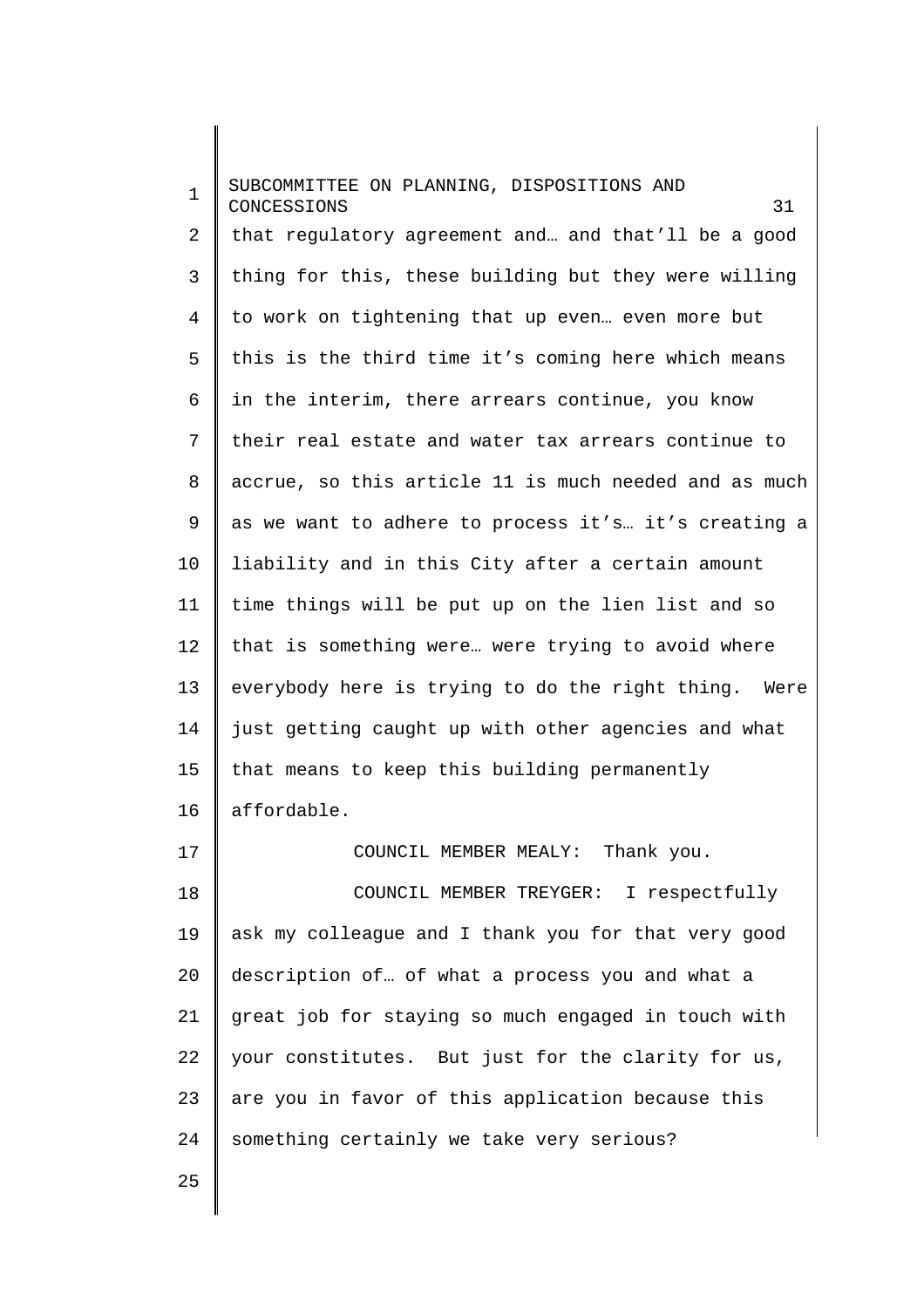that regulatory agreement and… and that'll be a good thing for this, these building but they were willing to work on tightening that up even… even more but this is the third time it's coming here which means in the interim, there arrears continue, you know their real estate and water tax arrears continue to accrue, so this article 11 is much needed and as much as we want to adhere to process it's… it's creating a liability and in this City after a certain amount time things will be put up on the lien list and so that is something were… were trying to avoid where everybody here is trying to do the right thing. Were just getting caught up with other agencies and what that means to keep this building permanently affordable.

COUNCIL MEMBER MEALY: Thank you.

COUNCIL MEMBER TREYGER: I respectfully ask my colleague and I thank you for that very good description of… of what a process you and what a great job for staying so much engaged in touch with your constitutes. But just for the clarity for us, are you in favor of this application because this something certainly we take very serious?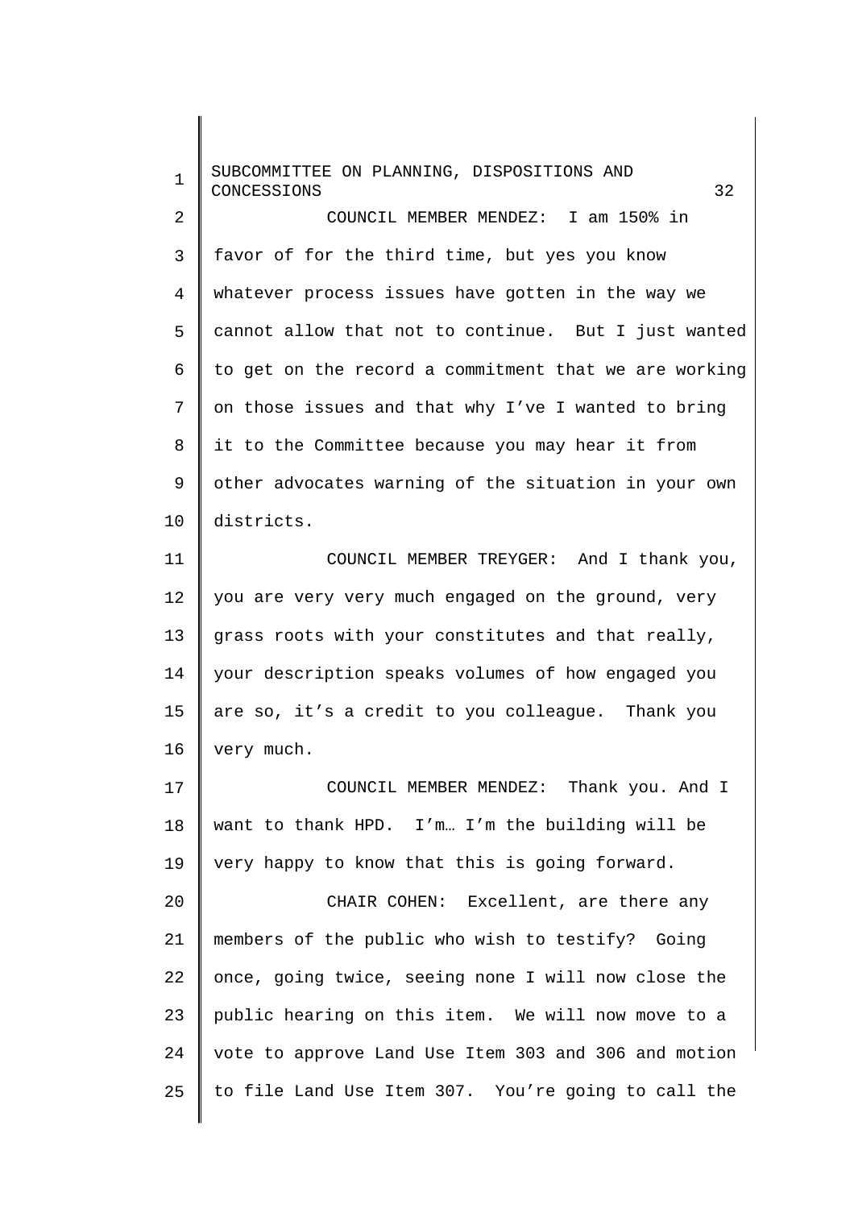COUNCIL MEMBER MENDEZ: I am 150% in favor of for the third time, but yes you know whatever process issues have gotten in the way we cannot allow that not to continue. But I just wanted to get on the record a commitment that we are working on those issues and that why I've I wanted to bring it to the Committee because you may hear it from other advocates warning of the situation in your own districts.

COUNCIL MEMBER TREYGER: And I thank you, you are very very much engaged on the ground, very grass roots with your constitutes and that really, your description speaks volumes of how engaged you are so, it's a credit to you colleague. Thank you very much.

COUNCIL MEMBER MENDEZ: Thank you. And I want to thank HPD. I'm… I'm the building will be very happy to know that this is going forward.

CHAIR COHEN: Excellent, are there any members of the public who wish to testify? Going once, going twice, seeing none I will now close the public hearing on this item. We will now move to a vote to approve Land Use Item 303 and 306 and motion to file Land Use Item 307. You're going to call the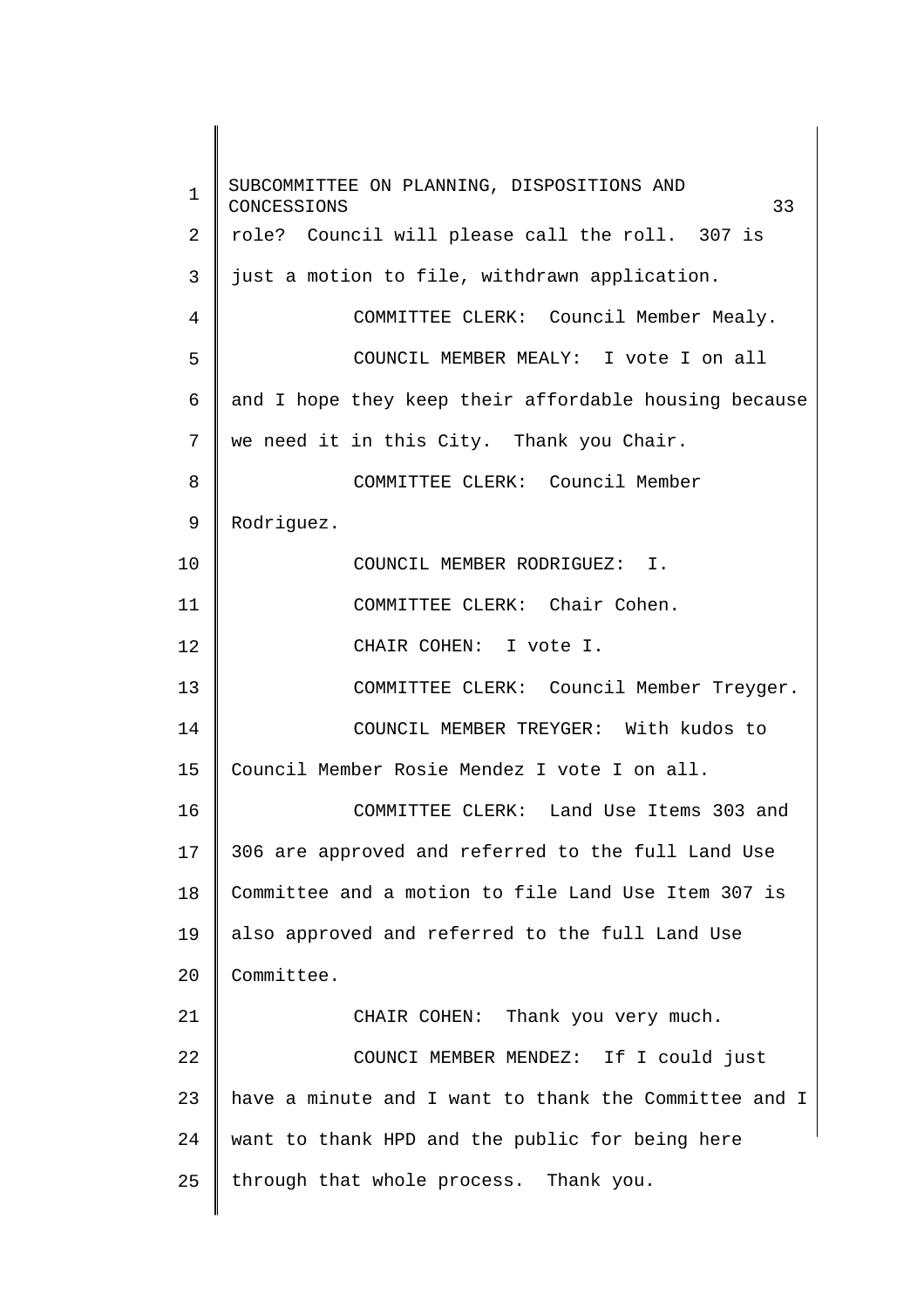role? Council will please call the roll. 307 is just a motion to file, withdrawn application.

COMMITTEE CLERK: Council Member Mealy.

COUNCIL MEMBER MEALY: I vote I on all and I hope they keep their affordable housing because we need it in this City. Thank you Chair.

COMMITTEE CLERK: Council Member Rodriguez.

COUNCIL MEMBER RODRIGUEZ: I.

COMMITTEE CLERK: Chair Cohen.

CHAIR COHEN: I vote I.

COMMITTEE CLERK: Council Member Treyger.

COUNCIL MEMBER TREYGER: With kudos to Council Member Rosie Mendez I vote I on all.

COMMITTEE CLERK: Land Use Items 303 and 306 are approved and referred to the full Land Use Committee and a motion to file Land Use Item 307 is also approved and referred to the full Land Use Committee.

CHAIR COHEN: Thank you very much.

COUNCI MEMBER MENDEZ: If I could just have a minute and I want to thank the Committee and I want to thank HPD and the public for being here through that whole process. Thank you.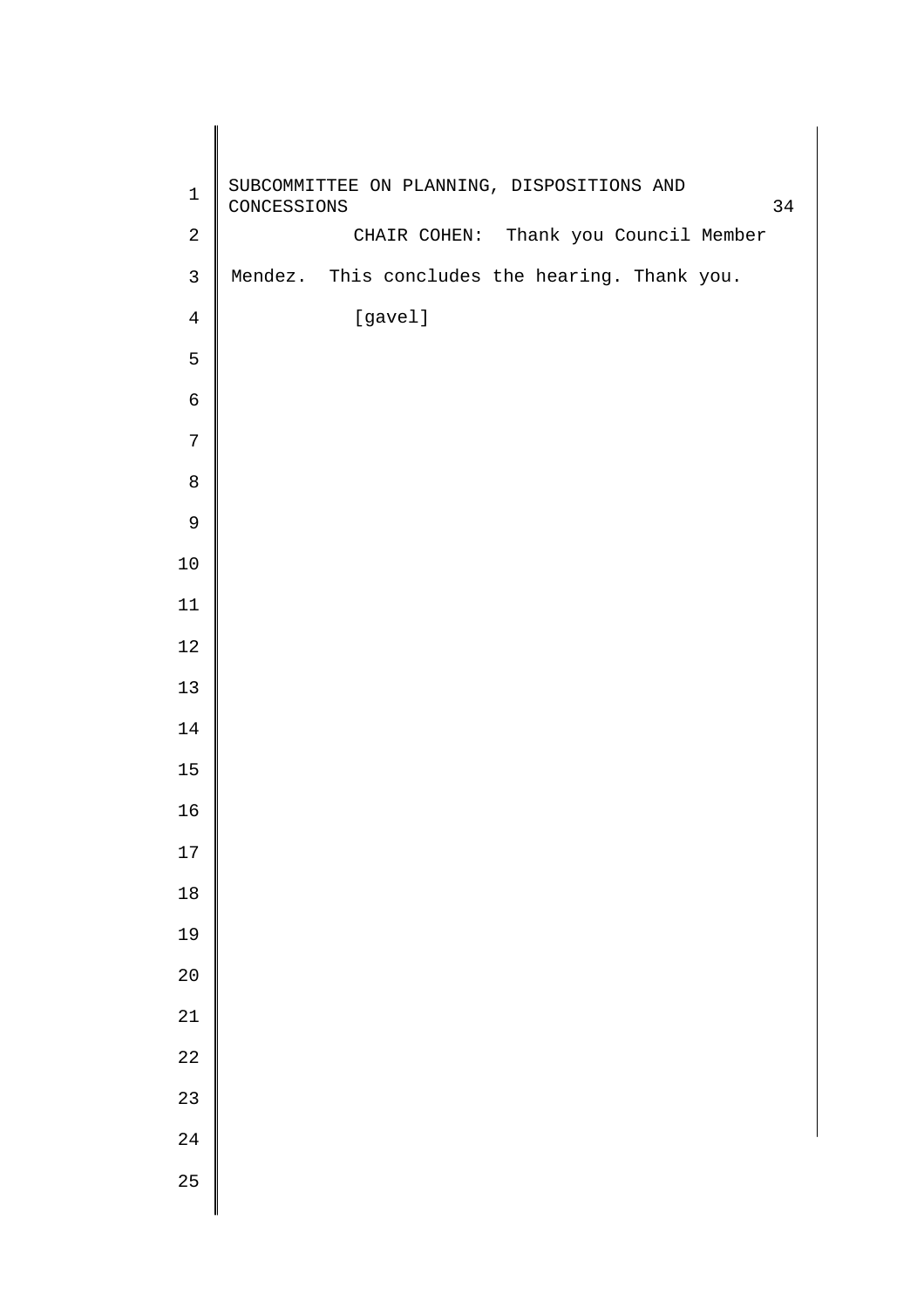CHAIR COHEN: Thank you Council Member Mendez. This concludes the hearing. Thank you.

[gavel]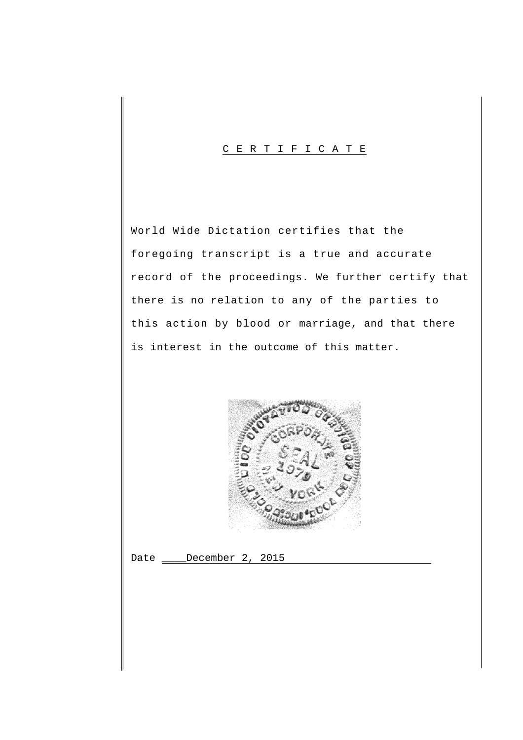# C E R T I F I C A T E

World Wide Dictation certifies that the foregoing transcript is a true and accurate record of the proceedings. We further certify that there is no relation to any of the parties to this action by blood or marriage, and that there is interest in the outcome of this matter.

Date ____December 2, 2015